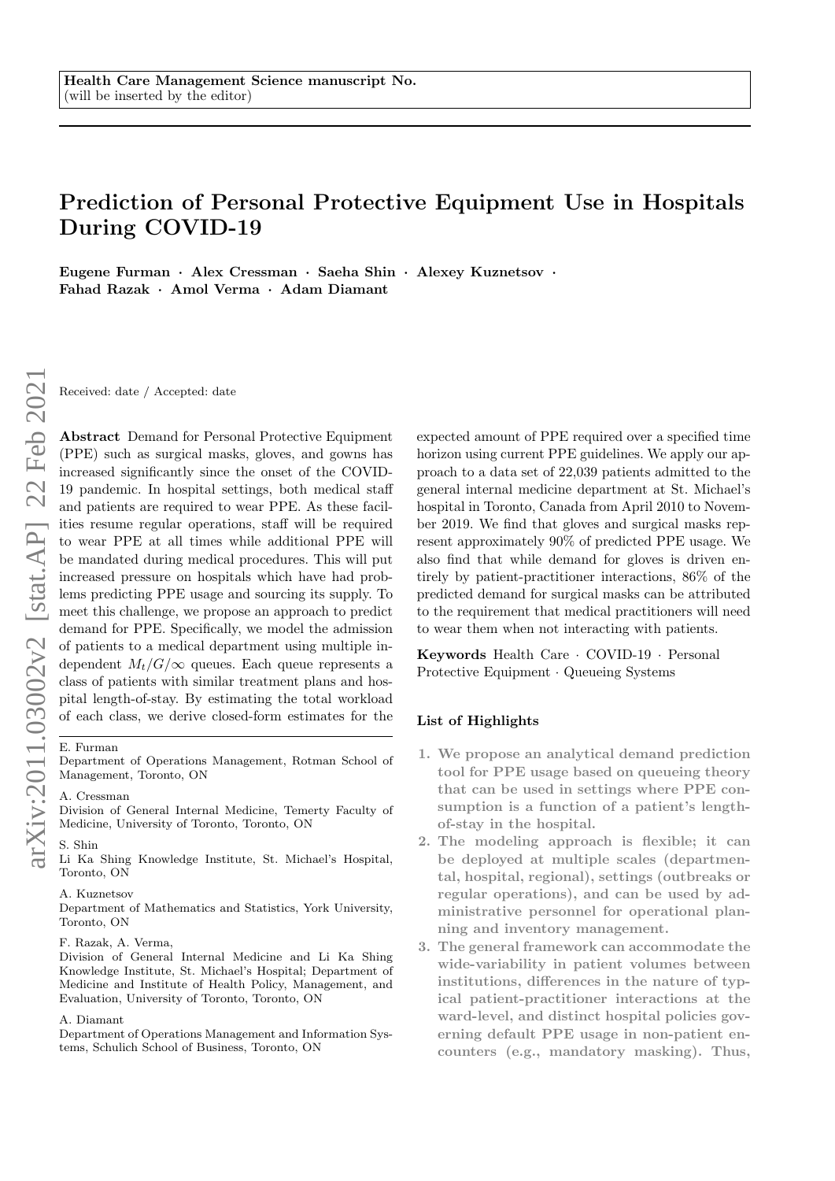Health Care Management Science manuscript No.
(will be inserted by the editor)

# Prediction of Personal Protective Equipment Use in Hospitals During COVID-19

**Eugene Furman · Alex Cressman · Saeha Shin · Alexey Kuznetsov · Fahad Razak · Amol Verma · Adam Diamant**

Received: date / Accepted: date

**Abstract** Demand for Personal Protective Equipment (PPE) such as surgical masks, gloves, and gowns has increased significantly since the onset of the COVID-19 pandemic. In hospital settings, both medical staff and patients are required to wear PPE. As these facilities resume regular operations, staff will be required to wear PPE at all times while additional PPE will be mandated during medical procedures. This will put increased pressure on hospitals which have had problems predicting PPE usage and sourcing its supply. To meet this challenge, we propose an approach to predict demand for PPE. Specifically, we model the admission of patients to a medical department using multiple independent $M_t/G/\infty$ queues. Each queue represents a class of patients with similar treatment plans and hospital length-of-stay. By estimating the total workload of each class, we derive closed-form estimates for the expected amount of PPE required over a specified time horizon using current PPE guidelines. We apply our approach to a data set of 22,039 patients admitted to the general internal medicine department at St. Michael's hospital in Toronto, Canada from April 2010 to November 2019. We find that gloves and surgical masks represent approximately 90% of predicted PPE usage. We also find that while demand for gloves is driven entirely by patient-practitioner interactions, 86% of the predicted demand for surgical masks can be attributed to the requirement that medical practitioners will need to wear them when not interacting with patients.

**Keywords** Health Care · COVID-19 · Personal Protective Equipment · Queueing Systems

E. Furman
Department of Operations Management, Rotman School of Management, Toronto, ON

A. Cressman
Division of General Internal Medicine, Temerty Faculty of Medicine, University of Toronto, Toronto, ON

S. Shin
Li Ka Shing Knowledge Institute, St. Michael's Hospital, Toronto, ON

A. Kuznetsov
Department of Mathematics and Statistics, York University, Toronto, ON

F. Razak, A. Verma,
Division of General Internal Medicine and Li Ka Shing Knowledge Institute, St. Michael's Hospital; Department of Medicine and Institute of Health Policy, Management, and Evaluation, University of Toronto, Toronto, ON

A. Diamant
Department of Operations Management and Information Systems, Schulich School of Business, Toronto, ON

**List of Highlights**

1. **We propose an analytical demand prediction tool for PPE usage based on queueing theory that can be used in settings where PPE consumption is a function of a patient's length-of-stay in the hospital.**
2. **The modeling approach is flexible; it can be deployed at multiple scales (departmental, hospital, regional), settings (outbreaks or regular operations), and can be used by administrative personnel for operational planning and inventory management.**
3. **The general framework can accommodate the wide-variability in patient volumes between institutions, differences in the nature of typical patient-practitioner interactions at the ward-level, and distinct hospital policies governing default PPE usage in non-patient encounters (e.g., mandatory masking). Thus,**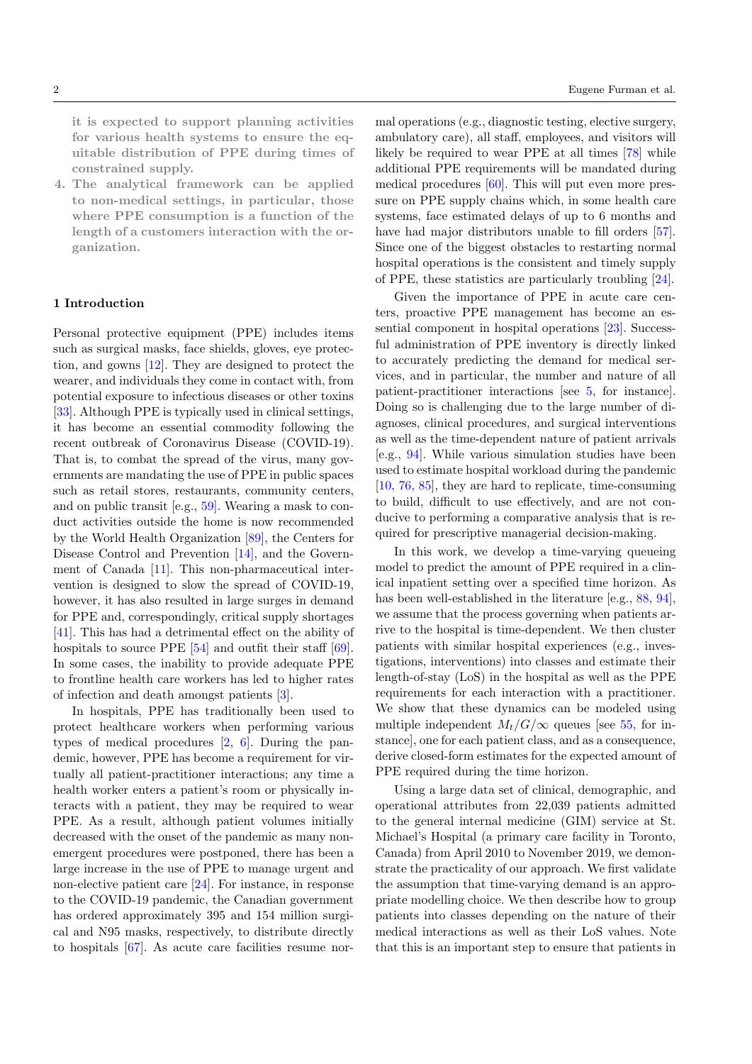it is expected to support planning activities for various health systems to ensure the equitable distribution of PPE during times of constrained supply.

4. The analytical framework can be applied to non-medical settings, in particular, those where PPE consumption is a function of the length of a customers interaction with the organization.

## 1 Introduction

Personal protective equipment (PPE) includes items such as surgical masks, face shields, gloves, eye protection, and gowns [12]. They are designed to protect the wearer, and individuals they come in contact with, from potential exposure to infectious diseases or other toxins [33]. Although PPE is typically used in clinical settings, it has become an essential commodity following the recent outbreak of Coronavirus Disease (COVID-19). That is, to combat the spread of the virus, many governments are mandating the use of PPE in public spaces such as retail stores, restaurants, community centers, and on public transit [e.g., 59]. Wearing a mask to conduct activities outside the home is now recommended by the World Health Organization [89], the Centers for Disease Control and Prevention [14], and the Government of Canada [11]. This non-pharmaceutical intervention is designed to slow the spread of COVID-19, however, it has also resulted in large surges in demand for PPE and, correspondingly, critical supply shortages [41]. This has had a detrimental effect on the ability of hospitals to source PPE [54] and outfit their staff [69]. In some cases, the inability to provide adequate PPE to frontline health care workers has led to higher rates of infection and death amongst patients [3].

In hospitals, PPE has traditionally been used to protect healthcare workers when performing various types of medical procedures [2, 6]. During the pandemic, however, PPE has become a requirement for virtually all patient-practitioner interactions; any time a health worker enters a patient's room or physically interacts with a patient, they may be required to wear PPE. As a result, although patient volumes initially decreased with the onset of the pandemic as many non-emergent procedures were postponed, there has been a large increase in the use of PPE to manage urgent and non-elective patient care [24]. For instance, in response to the COVID-19 pandemic, the Canadian government has ordered approximately 395 and 154 million surgical and N95 masks, respectively, to distribute directly to hospitals [67]. As acute care facilities resume normal operations (e.g., diagnostic testing, elective surgery, ambulatory care), all staff, employees, and visitors will likely be required to wear PPE at all times [78] while additional PPE requirements will be mandated during medical procedures [60]. This will put even more pressure on PPE supply chains which, in some health care systems, face estimated delays of up to 6 months and have had major distributors unable to fill orders [57]. Since one of the biggest obstacles to restarting normal hospital operations is the consistent and timely supply of PPE, these statistics are particularly troubling [24].

Given the importance of PPE in acute care centers, proactive PPE management has become an essential component in hospital operations [23]. Successful administration of PPE inventory is directly linked to accurately predicting the demand for medical services, and in particular, the number and nature of all patient-practitioner interactions [see 5, for instance]. Doing so is challenging due to the large number of diagnoses, clinical procedures, and surgical interventions as well as the time-dependent nature of patient arrivals [e.g., 94]. While various simulation studies have been used to estimate hospital workload during the pandemic [10, 76, 85], they are hard to replicate, time-consuming to build, difficult to use effectively, and are not conducive to performing a comparative analysis that is required for prescriptive managerial decision-making.

In this work, we develop a time-varying queueing model to predict the amount of PPE required in a clinical inpatient setting over a specified time horizon. As has been well-established in the literature [e.g., 88, 94], we assume that the process governing when patients arrive to the hospital is time-dependent. We then cluster patients with similar hospital experiences (e.g., investigations, interventions) into classes and estimate their length-of-stay (LoS) in the hospital as well as the PPE requirements for each interaction with a practitioner. We show that these dynamics can be modeled using multiple independent $M_t/G/\infty$ queues [see 55, for instance], one for each patient class, and as a consequence, derive closed-form estimates for the expected amount of PPE required during the time horizon.

Using a large data set of clinical, demographic, and operational attributes from 22,039 patients admitted to the general internal medicine (GIM) service at St. Michael's Hospital (a primary care facility in Toronto, Canada) from April 2010 to November 2019, we demonstrate the practicality of our approach. We first validate the assumption that time-varying demand is an appropriate modelling choice. We then describe how to group patients into classes depending on the nature of their medical interactions as well as their LoS values. Note that this is an important step to ensure that patients in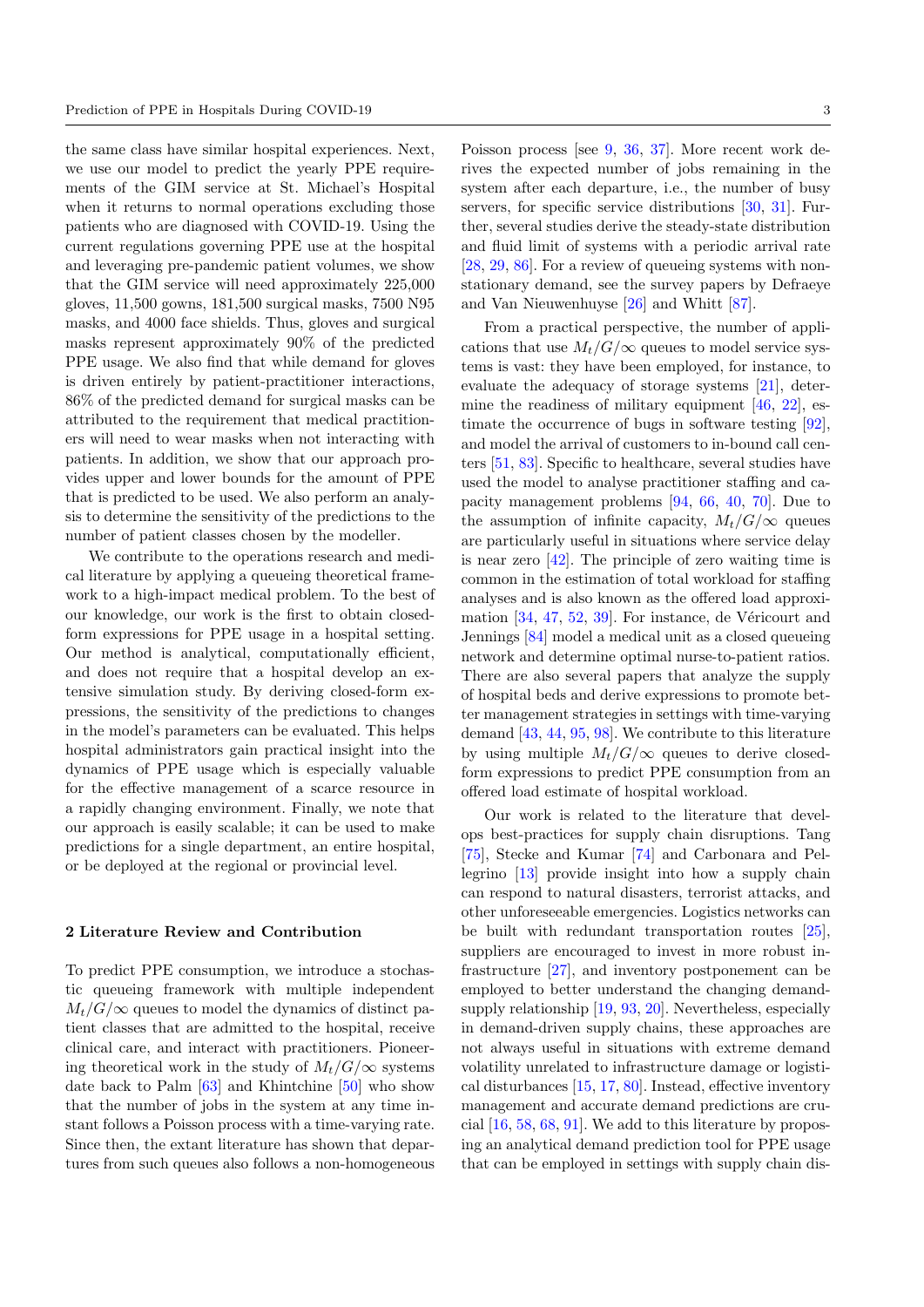the same class have similar hospital experiences. Next, we use our model to predict the yearly PPE requirements of the GIM service at St. Michael's Hospital when it returns to normal operations excluding those patients who are diagnosed with COVID-19. Using the current regulations governing PPE use at the hospital and leveraging pre-pandemic patient volumes, we show that the GIM service will need approximately 225,000 gloves, 11,500 gowns, 181,500 surgical masks, 7500 N95 masks, and 4000 face shields. Thus, gloves and surgical masks represent approximately 90% of the predicted PPE usage. We also find that while demand for gloves is driven entirely by patient-practitioner interactions, 86% of the predicted demand for surgical masks can be attributed to the requirement that medical practitioners will need to wear masks when not interacting with patients. In addition, we show that our approach provides upper and lower bounds for the amount of PPE that is predicted to be used. We also perform an analysis to determine the sensitivity of the predictions to the number of patient classes chosen by the modeller.

We contribute to the operations research and medical literature by applying a queueing theoretical framework to a high-impact medical problem. To the best of our knowledge, our work is the first to obtain closed-form expressions for PPE usage in a hospital setting. Our method is analytical, computationally efficient, and does not require that a hospital develop an extensive simulation study. By deriving closed-form expressions, the sensitivity of the predictions to changes in the model's parameters can be evaluated. This helps hospital administrators gain practical insight into the dynamics of PPE usage which is especially valuable for the effective management of a scarce resource in a rapidly changing environment. Finally, we note that our approach is easily scalable; it can be used to make predictions for a single department, an entire hospital, or be deployed at the regional or provincial level.

## 2 Literature Review and Contribution

To predict PPE consumption, we introduce a stochastic queueing framework with multiple independent $M_t/G/\infty$ queues to model the dynamics of distinct patient classes that are admitted to the hospital, receive clinical care, and interact with practitioners. Pioneering theoretical work in the study of $M_t/G/\infty$ systems date back to Palm [63] and Khintchine [50] who show that the number of jobs in the system at any time instant follows a Poisson process with a time-varying rate. Since then, the extant literature has shown that departures from such queues also follows a non-homogeneous Poisson process [see 9, 36, 37]. More recent work derives the expected number of jobs remaining in the system after each departure, i.e., the number of busy servers, for specific service distributions [30, 31]. Further, several studies derive the steady-state distribution and fluid limit of systems with a periodic arrival rate [28, 29, 86]. For a review of queueing systems with non-stationary demand, see the survey papers by Defraeye and Van Nieuwenhuyse [26] and Whitt [87].

From a practical perspective, the number of applications that use $M_t/G/\infty$ queues to model service systems is vast: they have been employed, for instance, to evaluate the adequacy of storage systems [21], determine the readiness of military equipment [46, 22], estimate the occurrence of bugs in software testing [92], and model the arrival of customers to in-bound call centers [51, 83]. Specific to healthcare, several studies have used the model to analyse practitioner staffing and capacity management problems [94, 66, 40, 70]. Due to the assumption of infinite capacity, $M_t/G/\infty$ queues are particularly useful in situations where service delay is near zero [42]. The principle of zero waiting time is common in the estimation of total workload for staffing analyses and is also known as the offered load approximation [34, 47, 52, 39]. For instance, de Véricourt and Jennings [84] model a medical unit as a closed queueing network and determine optimal nurse-to-patient ratios. There are also several papers that analyze the supply of hospital beds and derive expressions to promote better management strategies in settings with time-varying demand [43, 44, 95, 98]. We contribute to this literature by using multiple $M_t/G/\infty$ queues to derive closed-form expressions to predict PPE consumption from an offered load estimate of hospital workload.

Our work is related to the literature that develops best-practices for supply chain disruptions. Tang [75], Stecke and Kumar [74] and Carbonara and Pellegrino [13] provide insight into how a supply chain can respond to natural disasters, terrorist attacks, and other unforeseeable emergencies. Logistics networks can be built with redundant transportation routes [25], suppliers are encouraged to invest in more robust infrastructure [27], and inventory postponement can be employed to better understand the changing demand-supply relationship [19, 93, 20]. Nevertheless, especially in demand-driven supply chains, these approaches are not always useful in situations with extreme demand volatility unrelated to infrastructure damage or logistical disturbances [15, 17, 80]. Instead, effective inventory management and accurate demand predictions are crucial [16, 58, 68, 91]. We add to this literature by proposing an analytical demand prediction tool for PPE usage that can be employed in settings with supply chain dis-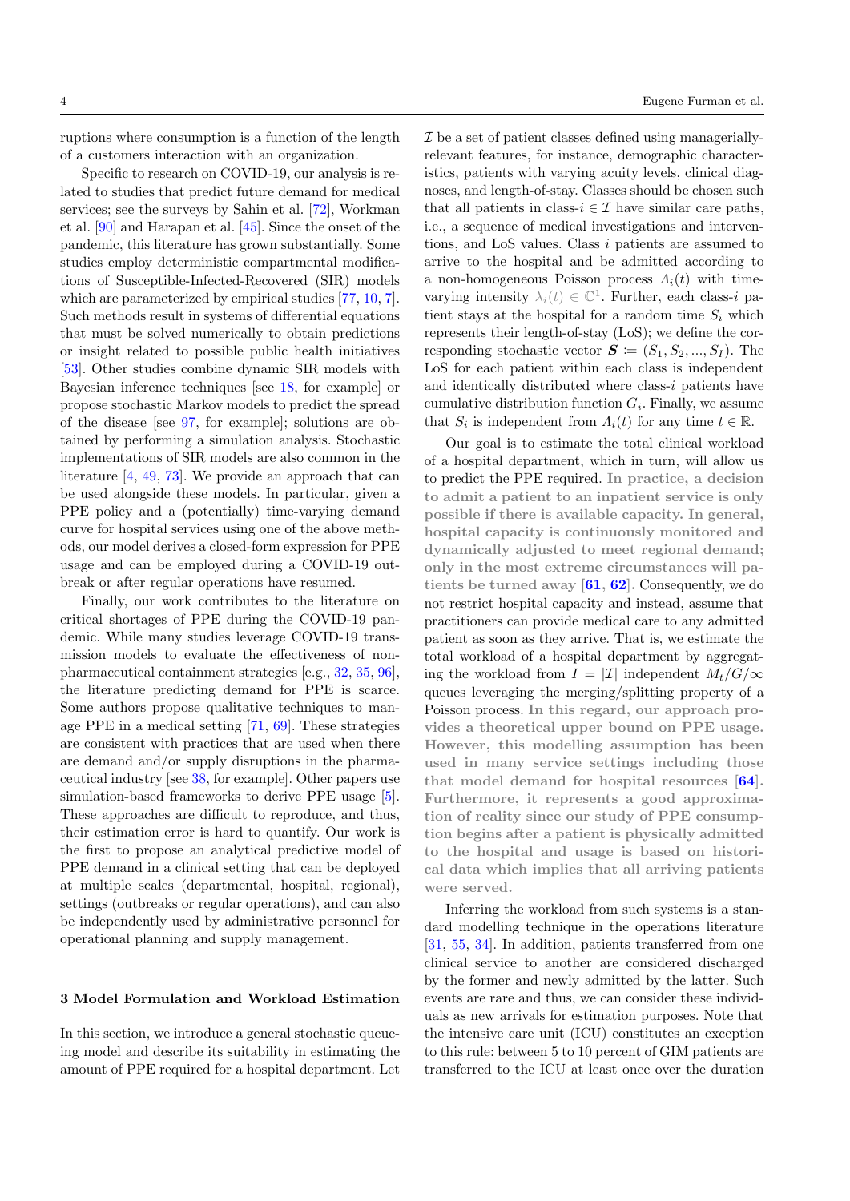ruptions where consumption is a function of the length of a customers interaction with an organization.

Specific to research on COVID-19, our analysis is related to studies that predict future demand for medical services; see the surveys by Sahin et al. [72], Workman et al. [90] and Harapan et al. [45]. Since the onset of the pandemic, this literature has grown substantially. Some studies employ deterministic compartmental modifications of Susceptible-Infected-Recovered (SIR) models which are parameterized by empirical studies [77, 10, 7]. Such methods result in systems of differential equations that must be solved numerically to obtain predictions or insight related to possible public health initiatives [53]. Other studies combine dynamic SIR models with Bayesian inference techniques [see 18, for example] or propose stochastic Markov models to predict the spread of the disease [see 97, for example]; solutions are obtained by performing a simulation analysis. Stochastic implementations of SIR models are also common in the literature [4, 49, 73]. We provide an approach that can be used alongside these models. In particular, given a PPE policy and a (potentially) time-varying demand curve for hospital services using one of the above methods, our model derives a closed-form expression for PPE usage and can be employed during a COVID-19 outbreak or after regular operations have resumed.

Finally, our work contributes to the literature on critical shortages of PPE during the COVID-19 pandemic. While many studies leverage COVID-19 transmission models to evaluate the effectiveness of non-pharmaceutical containment strategies [e.g., 32, 35, 96], the literature predicting demand for PPE is scarce. Some authors propose qualitative techniques to manage PPE in a medical setting [71, 69]. These strategies are consistent with practices that are used when there are demand and/or supply disruptions in the pharmaceutical industry [see 38, for example]. Other papers use simulation-based frameworks to derive PPE usage [5]. These approaches are difficult to reproduce, and thus, their estimation error is hard to quantify. Our work is the first to propose an analytical predictive model of PPE demand in a clinical setting that can be deployed at multiple scales (departmental, hospital, regional), settings (outbreaks or regular operations), and can also be independently used by administrative personnel for operational planning and supply management.

## 3 Model Formulation and Workload Estimation

In this section, we introduce a general stochastic queueing model and describe its suitability in estimating the amount of PPE required for a hospital department. Let $\mathcal{I}$ be a set of patient classes defined using managerially-relevant features, for instance, demographic characteristics, patients with varying acuity levels, clinical diagnoses, and length-of-stay. Classes should be chosen such that all patients in class-$i \in \mathcal{I}$ have similar care paths, i.e., a sequence of medical investigations and interventions, and LoS values. Class $i$ patients are assumed to arrive to the hospital and be admitted according to a non-homogeneous Poisson process $\Lambda_i(t)$ with time-varying intensity $\lambda_i(t) \in \mathbb{C}^1$. Further, each class-$i$ patient stays at the hospital for a random time $S_i$ which represents their length-of-stay (LoS); we define the corresponding stochastic vector $\boldsymbol{S} \coloneqq (S_1, S_2, ..., S_I)$. The LoS for each patient within each class is independent and identically distributed where class-$i$ patients have cumulative distribution function $G_i$. Finally, we assume that $S_i$ is independent from $\Lambda_i(t)$ for any time $t \in \mathbb{R}$.

Our goal is to estimate the total clinical workload of a hospital department, which in turn, will allow us to predict the PPE required. **In practice, a decision to admit a patient to an inpatient service is only possible if there is available capacity. In general, hospital capacity is continuously monitored and dynamically adjusted to meet regional demand; only in the most extreme circumstances will patients be turned away [61, 62].** Consequently, we do not restrict hospital capacity and instead, assume that practitioners can provide medical care to any admitted patient as soon as they arrive. That is, we estimate the total workload of a hospital department by aggregating the workload from $I = |\mathcal{I}|$ independent $M_t/G/\infty$ queues leveraging the merging/splitting property of a Poisson process. **In this regard, our approach provides a theoretical upper bound on PPE usage. However, this modelling assumption has been used in many service settings including those that model demand for hospital resources [64]. Furthermore, it represents a good approximation of reality since our study of PPE consumption begins after a patient is physically admitted to the hospital and usage is based on historical data which implies that all arriving patients were served.**

Inferring the workload from such systems is a standard modelling technique in the operations literature [31, 55, 34]. In addition, patients transferred from one clinical service to another are considered discharged by the former and newly admitted by the latter. Such events are rare and thus, we can consider these individuals as new arrivals for estimation purposes. Note that the intensive care unit (ICU) constitutes an exception to this rule: between 5 to 10 percent of GIM patients are transferred to the ICU at least once over the duration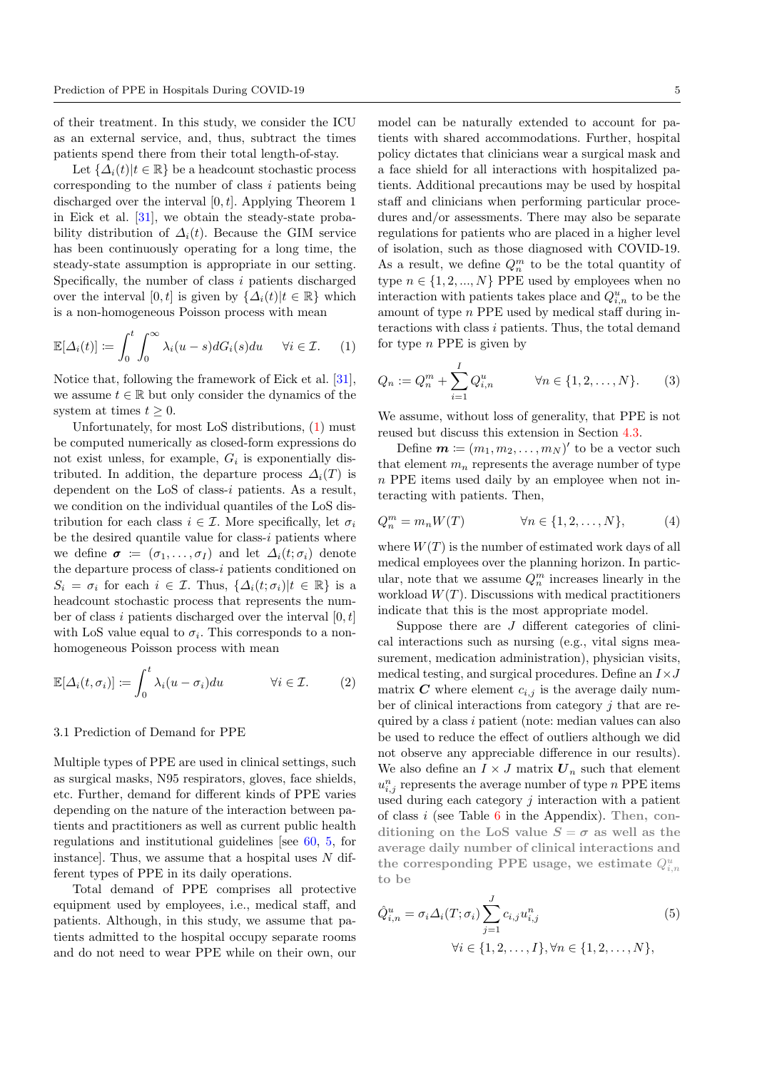of their treatment. In this study, we consider the ICU as an external service, and, thus, subtract the times patients spend there from their total length-of-stay.

Let $\{\Delta_i(t)|t \in \mathbb{R}\}$ be a headcount stochastic process corresponding to the number of class $i$ patients being discharged over the interval $[0, t]$. Applying Theorem 1 in Eick et al. [31], we obtain the steady-state probability distribution of $\Delta_i(t)$. Because the GIM service has been continuously operating for a long time, the steady-state assumption is appropriate in our setting. Specifically, the number of class $i$ patients discharged over the interval $[0, t]$ is given by $\{\Delta_i(t)|t \in \mathbb{R}\}$ which is a non-homogeneous Poisson process with mean

$$\mathbb{E}[\Delta_i(t)] := \int_0^t \int_0^\infty \lambda_i(u-s)dG_i(s)du \qquad \forall i \in \mathcal{I}. \tag{1}$$

Notice that, following the framework of Eick et al. [31], we assume $t \in \mathbb{R}$ but only consider the dynamics of the system at times $t \geq 0$.

Unfortunately, for most LoS distributions, (1) must be computed numerically as closed-form expressions do not exist unless, for example, $G_i$ is exponentially distributed. In addition, the departure process $\Delta_i(T)$ is dependent on the LoS of class-$i$ patients. As a result, we condition on the individual quantiles of the LoS distribution for each class $i \in \mathcal{I}$. More specifically, let $\sigma_i$ be the desired quantile value for class-$i$ patients where we define $\boldsymbol{\sigma} := (\sigma_1, \ldots, \sigma_I)$ and let $\Delta_i(t;\sigma_i)$ denote the departure process of class-$i$ patients conditioned on $S_i = \sigma_i$ for each $i \in \mathcal{I}$. Thus, $\{\Delta_i(t;\sigma_i)|t \in \mathbb{R}\}$ is a headcount stochastic process that represents the number of class $i$ patients discharged over the interval $[0, t]$ with LoS value equal to $\sigma_i$. This corresponds to a non-homogeneous Poisson process with mean

$$\mathbb{E}[\Delta_i(t,\sigma_i)] := \int_0^t \lambda_i(u-\sigma_i)du \qquad \forall i \in \mathcal{I}. \tag{2}$$

### 3.1 Prediction of Demand for PPE

Multiple types of PPE are used in clinical settings, such as surgical masks, N95 respirators, gloves, face shields, etc. Further, demand for different kinds of PPE varies depending on the nature of the interaction between patients and practitioners as well as current public health regulations and institutional guidelines [see 60, 5, for instance]. Thus, we assume that a hospital uses $N$ different types of PPE in its daily operations.

Total demand of PPE comprises all protective equipment used by employees, i.e., medical staff, and patients. Although, in this study, we assume that patients admitted to the hospital occupy separate rooms and do not need to wear PPE while on their own, our model can be naturally extended to account for patients with shared accommodations. Further, hospital policy dictates that clinicians wear a surgical mask and a face shield for all interactions with hospitalized patients. Additional precautions may be used by hospital staff and clinicians when performing particular procedures and/or assessments. There may also be separate regulations for patients who are placed in a higher level of isolation, such as those diagnosed with COVID-19. As a result, we define $Q_n^m$ to be the total quantity of type $n \in \{1, 2, ..., N\}$ PPE used by employees when no interaction with patients takes place and $Q_{i,n}^u$ to be the amount of type $n$ PPE used by medical staff during interactions with class $i$ patients. Thus, the total demand for type $n$ PPE is given by

$$Q_n := Q_n^m + \sum_{i=1}^{I} Q_{i,n}^u \qquad \forall n \in \{1, 2, \ldots, N\}. \tag{3}$$

We assume, without loss of generality, that PPE is not reused but discuss this extension in Section 4.3.

Define $\boldsymbol{m} := (m_1, m_2, \ldots, m_N)'$ to be a vector such that element $m_n$ represents the average number of type $n$ PPE items used daily by an employee when not interacting with patients. Then,

$$Q_n^m = m_n W(T) \qquad \forall n \in \{1, 2, \ldots, N\}, \tag{4}$$

where $W(T)$ is the number of estimated work days of all medical employees over the planning horizon. In particular, note that we assume $Q_n^m$ increases linearly in the workload $W(T)$. Discussions with medical practitioners indicate that this is the most appropriate model.

Suppose there are $J$ different categories of clinical interactions such as nursing (e.g., vital signs measurement, medication administration), physician visits, medical testing, and surgical procedures. Define an $I \times J$ matrix $\boldsymbol{C}$ where element $c_{i,j}$ is the average daily number of clinical interactions from category $j$ that are required by a class $i$ patient (note: median values can also be used to reduce the effect of outliers although we did not observe any appreciable difference in our results). We also define an $I \times J$ matrix $\boldsymbol{U}_n$ such that element $u_{i,j}^n$ represents the average number of type $n$ PPE items used during each category $j$ interaction with a patient of class $i$ (see Table 6 in the Appendix). **Then, conditioning on the LoS value $S = \sigma$ as well as the average daily number of clinical interactions and the corresponding PPE usage, we estimate $Q_{i,n}^u$ to be**

$$\hat{Q}_{i,n}^u = \sigma_i \Delta_i(T;\sigma_i) \sum_{j=1}^{J} c_{i,j} u_{i,j}^n \tag{5}$$
$$\forall i \in \{1, 2, \ldots, I\}, \forall n \in \{1, 2, \ldots, N\},$$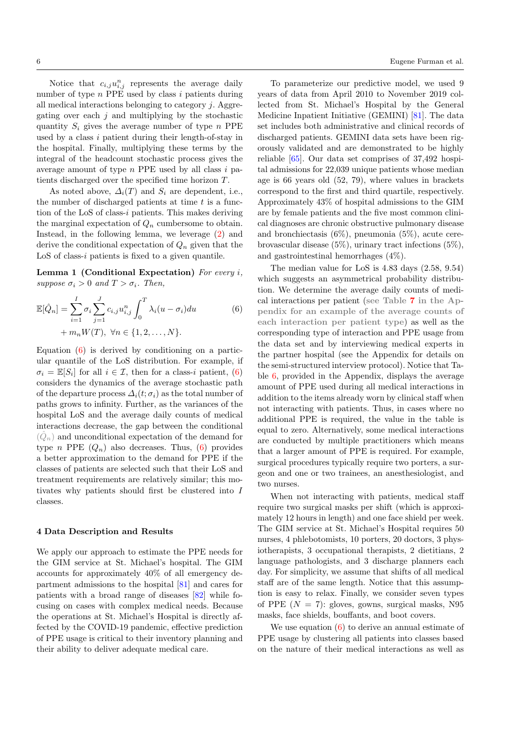Notice that $c_{i,j}u_{i,j}^n$ represents the average daily number of type $n$ PPE used by class $i$ patients during all medical interactions belonging to category $j$. Aggregating over each $j$ and multiplying by the stochastic quantity $S_i$ gives the average number of type $n$ PPE used by a class $i$ patient during their length-of-stay in the hospital. Finally, multiplying these terms by the integral of the headcount stochastic process gives the average amount of type $n$ PPE used by all class $i$ patients discharged over the specified time horizon $T$.

As noted above, $\Delta_i(T)$ and $S_i$ are dependent, i.e., the number of discharged patients at time $t$ is a function of the LoS of class-$i$ patients. This makes deriving the marginal expectation of $Q_n$ cumbersome to obtain. Instead, in the following lemma, we leverage (2) and derive the conditional expectation of $Q_n$ given that the LoS of class-$i$ patients is fixed to a given quantile.

**Lemma 1 (Conditional Expectation)** *For every $i$, suppose $\sigma_i > 0$ and $T > \sigma_i$. Then,*

$$\mathbb{E}[\hat{Q}_n] = \sum_{i=1}^{I} \sigma_i \sum_{j=1}^{J} c_{i,j} u_{i,j}^n \int_0^T \lambda_i(u - \sigma_i) du + m_n W(T), \ \forall n \in \{1, 2, \ldots, N\}. \tag{6}$$

Equation (6) is derived by conditioning on a particular quantile of the LoS distribution. For example, if $\sigma_i = \mathbb{E}[S_i]$ for all $i \in \mathcal{I}$, then for a class-$i$ patient, (6) considers the dynamics of the average stochastic path of the departure process $\Delta_i(t; \sigma_i)$ as the total number of paths grows to infinity. Further, as the variances of the hospital LoS and the average daily counts of medical interactions decrease, the gap between the conditional ($\hat{Q}_n$) and unconditional expectation of the demand for type $n$ PPE ($Q_n$) also decreases. Thus, (6) provides a better approximation to the demand for PPE if the classes of patients are selected such that their LoS and treatment requirements are relatively similar; this motivates why patients should first be clustered into $I$ classes.

## 4 Data Description and Results

We apply our approach to estimate the PPE needs for the GIM service at St. Michael's hospital. The GIM accounts for approximately 40% of all emergency department admissions to the hospital [81] and cares for patients with a broad range of diseases [82] while focusing on cases with complex medical needs. Because the operations at St. Michael's Hospital is directly affected by the COVID-19 pandemic, effective prediction of PPE usage is critical to their inventory planning and their ability to deliver adequate medical care.

To parameterize our predictive model, we used 9 years of data from April 2010 to November 2019 collected from St. Michael's Hospital by the General Medicine Inpatient Initiative (GEMINI) [81]. The data set includes both administrative and clinical records of discharged patients. GEMINI data sets have been rigorously validated and are demonstrated to be highly reliable [65]. Our data set comprises of 37,492 hospital admissions for 22,039 unique patients whose median age is 66 years old (52, 79), where values in brackets correspond to the first and third quartile, respectively. Approximately 43% of hospital admissions to the GIM are by female patients and the five most common clinical diagnoses are chronic obstructive pulmonary disease and bronchiectasis (6%), pneumonia (5%), acute cerebrovascular disease (5%), urinary tract infections (5%), and gastrointestinal hemorrhages (4%).

The median value for LoS is 4.83 days (2.58, 9.54) which suggests an asymmetrical probability distribution. We determine the average daily counts of medical interactions per patient (see Table 7 in the Appendix for an example of the average counts of each interaction per patient type) as well as the corresponding type of interaction and PPE usage from the data set and by interviewing medical experts in the partner hospital (see the Appendix for details on the semi-structured interview protocol). Notice that Table 6, provided in the Appendix, displays the average amount of PPE used during all medical interactions in addition to the items already worn by clinical staff when not interacting with patients. Thus, in cases where no additional PPE is required, the value in the table is equal to zero. Alternatively, some medical interactions are conducted by multiple practitioners which means that a larger amount of PPE is required. For example, surgical procedures typically require two porters, a surgeon and one or two trainees, an anesthesiologist, and two nurses.

When not interacting with patients, medical staff require two surgical masks per shift (which is approximately 12 hours in length) and one face shield per week. The GIM service at St. Michael's Hospital requires 50 nurses, 4 phlebotomists, 10 porters, 20 doctors, 3 physiotherapists, 3 occupational therapists, 2 dietitians, 2 language pathologists, and 3 discharge planners each day. For simplicity, we assume that shifts of all medical staff are of the same length. Notice that this assumption is easy to relax. Finally, we consider seven types of PPE ($N = 7$): gloves, gowns, surgical masks, N95 masks, face shields, bouffants, and boot covers.

We use equation (6) to derive an annual estimate of PPE usage by clustering all patients into classes based on the nature of their medical interactions as well as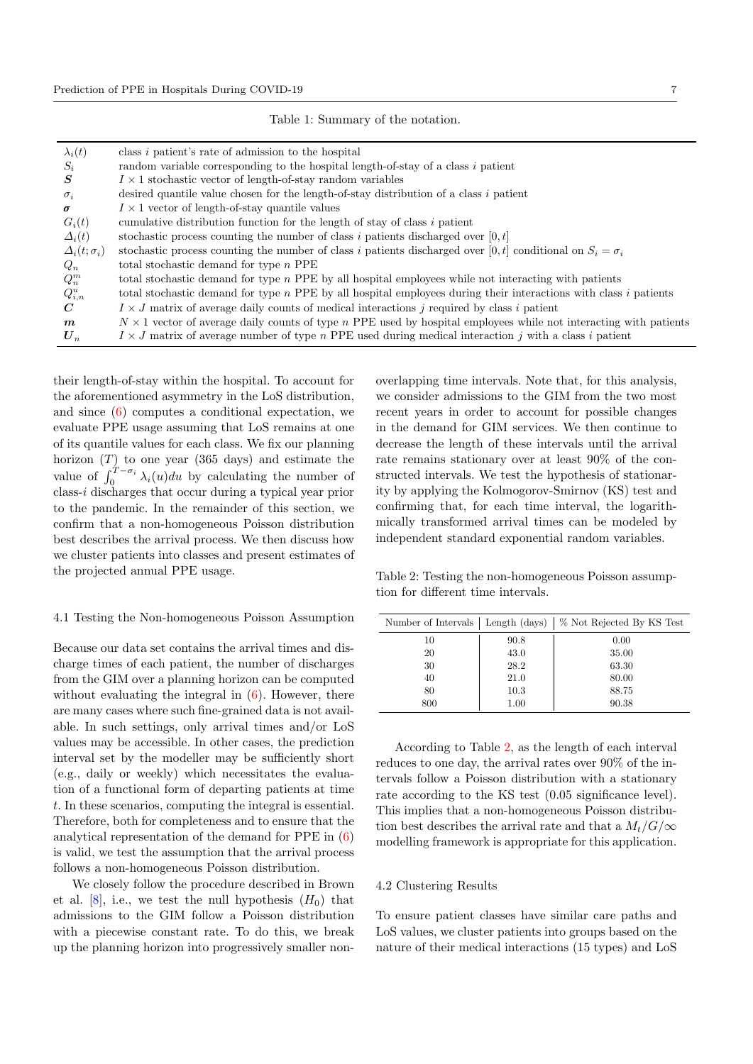Table 1: Summary of the notation.

| | |
|---|---|
| $\lambda_i(t)$ | class $i$ patient's rate of admission to the hospital |
| $S_i$ | random variable corresponding to the hospital length-of-stay of a class $i$ patient |
| $\boldsymbol{S}$ | $I \times 1$ stochastic vector of length-of-stay random variables |
| $\sigma_i$ | desired quantile value chosen for the length-of-stay distribution of a class $i$ patient |
| $\boldsymbol{\sigma}$ | $I \times 1$ vector of length-of-stay quantile values |
| $G_i(t)$ | cumulative distribution function for the length of stay of class $i$ patient |
| $\Delta_i(t)$ | stochastic process counting the number of class $i$ patients discharged over $[0, t]$ |
| $\Delta_i(t; \sigma_i)$ | stochastic process counting the number of class $i$ patients discharged over $[0, t]$ conditional on $S_i = \sigma_i$ |
| $Q_n$ | total stochastic demand for type $n$ PPE |
| $Q_n^m$ | total stochastic demand for type $n$ PPE by all hospital employees while not interacting with patients |
| $Q_{i,n}^u$ | total stochastic demand for type $n$ PPE by all hospital employees during their interactions with class $i$ patients |
| $\boldsymbol{C}$ | $I \times J$ matrix of average daily counts of medical interactions $j$ required by class $i$ patient |
| $\boldsymbol{m}$ | $N \times 1$ vector of average daily counts of type $n$ PPE used by hospital employees while not interacting with patients |
| $\boldsymbol{U}_n$ | $I \times J$ matrix of average number of type $n$ PPE used during medical interaction $j$ with a class $i$ patient |

their length-of-stay within the hospital. To account for the aforementioned asymmetry in the LoS distribution, and since (6) computes a conditional expectation, we evaluate PPE usage assuming that LoS remains at one of its quantile values for each class. We fix our planning horizon ($T$) to one year (365 days) and estimate the value of $\int_0^{T-\sigma_i} \lambda_i(u)du$ by calculating the number of class-$i$ discharges that occur during a typical year prior to the pandemic. In the remainder of this section, we confirm that a non-homogeneous Poisson distribution best describes the arrival process. We then discuss how we cluster patients into classes and present estimates of the projected annual PPE usage.

### 4.1 Testing the Non-homogeneous Poisson Assumption

Because our data set contains the arrival times and discharge times of each patient, the number of discharges from the GIM over a planning horizon can be computed without evaluating the integral in (6). However, there are many cases where such fine-grained data is not available. In such settings, only arrival times and/or LoS values may be accessible. In other cases, the prediction interval set by the modeller may be sufficiently short (e.g., daily or weekly) which necessitates the evaluation of a functional form of departing patients at time $t$. In these scenarios, computing the integral is essential. Therefore, both for completeness and to ensure that the analytical representation of the demand for PPE in (6) is valid, we test the assumption that the arrival process follows a non-homogeneous Poisson distribution.

We closely follow the procedure described in Brown et al. [8], i.e., we test the null hypothesis ($H_0$) that admissions to the GIM follow a Poisson distribution with a piecewise constant rate. To do this, we break up the planning horizon into progressively smaller non-overlapping time intervals. Note that, for this analysis, we consider admissions to the GIM from the two most recent years in order to account for possible changes in the demand for GIM services. We then continue to decrease the length of these intervals until the arrival rate remains stationary over at least 90% of the constructed intervals. We test the hypothesis of stationarity by applying the Kolmogorov-Smirnov (KS) test and confirming that, for each time interval, the logarithmically transformed arrival times can be modeled by independent standard exponential random variables.

Table 2: Testing the non-homogeneous Poisson assumption for different time intervals.

| Number of Intervals | Length (days) | % Not Rejected By KS Test |
|---|---|---|
| 10 | 90.8 | 0.00 |
| 20 | 43.0 | 35.00 |
| 30 | 28.2 | 63.30 |
| 40 | 21.0 | 80.00 |
| 80 | 10.3 | 88.75 |
| 800 | 1.00 | 90.38 |

According to Table 2, as the length of each interval reduces to one day, the arrival rates over 90% of the intervals follow a Poisson distribution with a stationary rate according to the KS test (0.05 significance level). This implies that a non-homogeneous Poisson distribution best describes the arrival rate and that a $M_t/G/\infty$ modelling framework is appropriate for this application.

### 4.2 Clustering Results

To ensure patient classes have similar care paths and LoS values, we cluster patients into groups based on the nature of their medical interactions (15 types) and LoS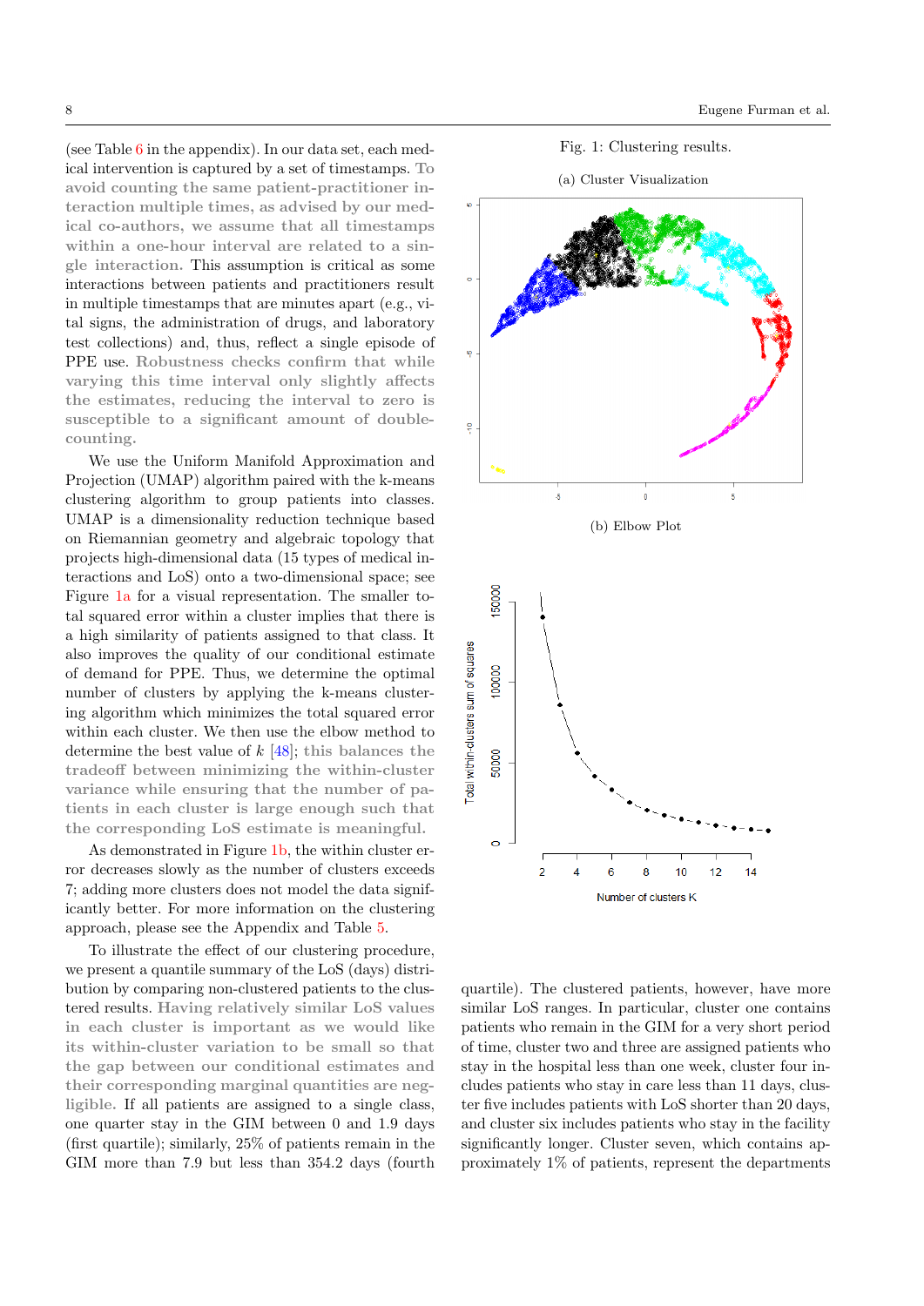(see Table 6 in the appendix). In our data set, each medical intervention is captured by a set of timestamps. **To avoid counting the same patient-practitioner interaction multiple times, as advised by our medical co-authors, we assume that all timestamps within a one-hour interval are related to a single interaction.** This assumption is critical as some interactions between patients and practitioners result in multiple timestamps that are minutes apart (e.g., vital signs, the administration of drugs, and laboratory test collections) and, thus, reflect a single episode of PPE use. **Robustness checks confirm that while varying this time interval only slightly affects the estimates, reducing the interval to zero is susceptible to a significant amount of double-counting.**

We use the Uniform Manifold Approximation and Projection (UMAP) algorithm paired with the k-means clustering algorithm to group patients into classes. UMAP is a dimensionality reduction technique based on Riemannian geometry and algebraic topology that projects high-dimensional data (15 types of medical interactions and LoS) onto a two-dimensional space; see Figure 1a for a visual representation. The smaller total squared error within a cluster implies that there is a high similarity of patients assigned to that class. It also improves the quality of our conditional estimate of demand for PPE. Thus, we determine the optimal number of clusters by applying the k-means clustering algorithm which minimizes the total squared error within each cluster. We then use the elbow method to determine the best value of $k$ [48]; **this balances the tradeoff between minimizing the within-cluster variance while ensuring that the number of patients in each cluster is large enough such that the corresponding LoS estimate is meaningful.**

As demonstrated in Figure 1b, the within cluster error decreases slowly as the number of clusters exceeds 7; adding more clusters does not model the data significantly better. For more information on the clustering approach, please see the Appendix and Table 5.

To illustrate the effect of our clustering procedure, we present a quantile summary of the LoS (days) distribution by comparing non-clustered patients to the clustered results. **Having relatively similar LoS values in each cluster is important as we would like its within-cluster variation to be small so that the gap between our conditional estimates and their corresponding marginal quantities are negligible.** If all patients are assigned to a single class, one quarter stay in the GIM between 0 and 1.9 days (first quartile); similarly, 25% of patients remain in the GIM more than 7.9 but less than 354.2 days (fourth quartile). The clustered patients, however, have more similar LoS ranges. In particular, cluster one contains patients who remain in the GIM for a very short period of time, cluster two and three are assigned patients who stay in the hospital less than one week, cluster four includes patients who stay in care less than 11 days, cluster five includes patients with LoS shorter than 20 days, and cluster six includes patients who stay in the facility significantly longer. Cluster seven, which contains approximately 1% of patients, represent the departments

Fig. 1: Clustering results.

(a) Cluster Visualization

(b) Elbow Plot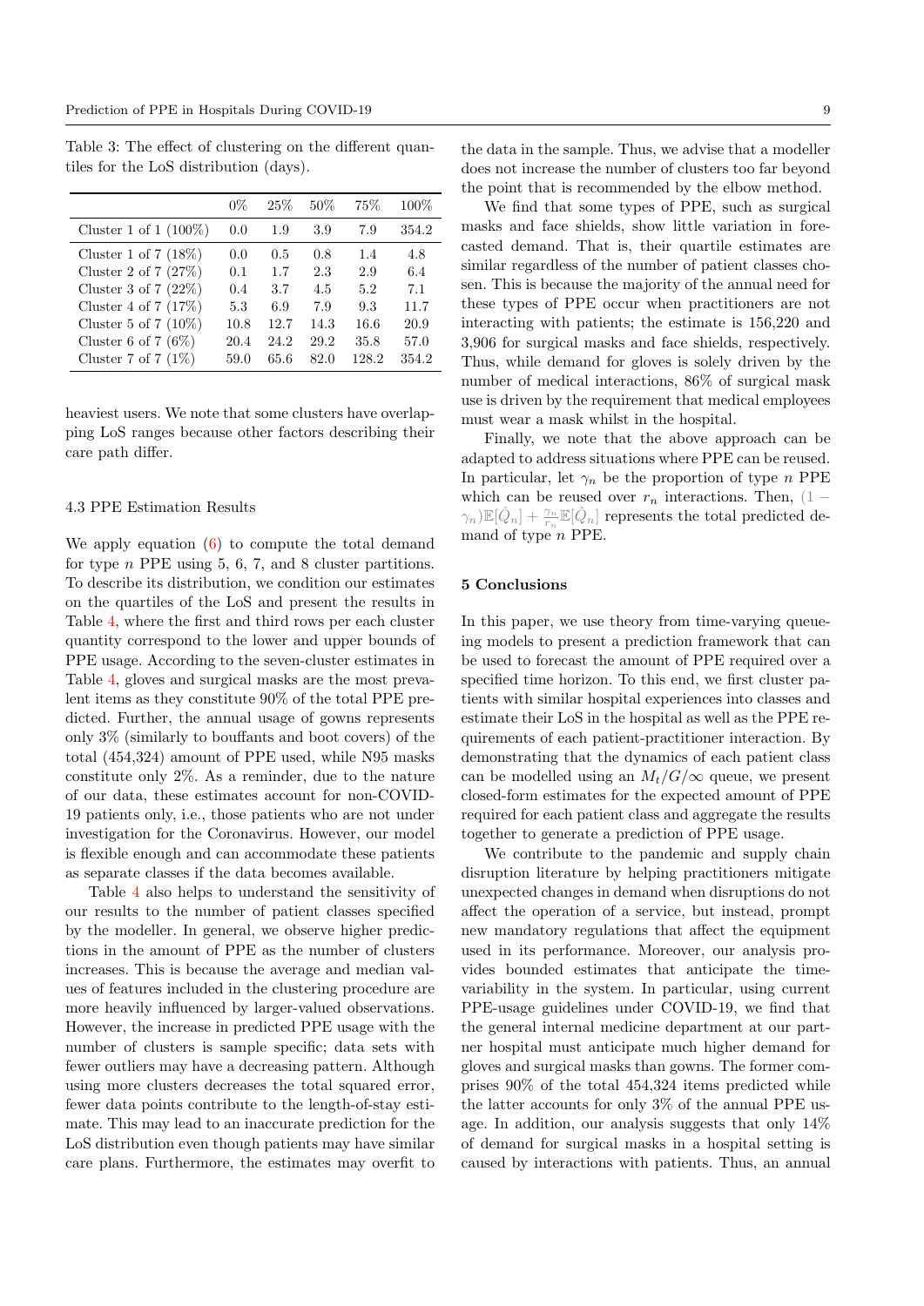Table 3: The effect of clustering on the different quantiles for the LoS distribution (days).

| | 0% | 25% | 50% | 75% | 100% |
|---|---|---|---|---|---|
| Cluster 1 of 1 (100%) | 0.0 | 1.9 | 3.9 | 7.9 | 354.2 |
| Cluster 1 of 7 (18%) | 0.0 | 0.5 | 0.8 | 1.4 | 4.8 |
| Cluster 2 of 7 (27%) | 0.1 | 1.7 | 2.3 | 2.9 | 6.4 |
| Cluster 3 of 7 (22%) | 0.4 | 3.7 | 4.5 | 5.2 | 7.1 |
| Cluster 4 of 7 (17%) | 5.3 | 6.9 | 7.9 | 9.3 | 11.7 |
| Cluster 5 of 7 (10%) | 10.8 | 12.7 | 14.3 | 16.6 | 20.9 |
| Cluster 6 of 7 (6%) | 20.4 | 24.2 | 29.2 | 35.8 | 57.0 |
| Cluster 7 of 7 (1%) | 59.0 | 65.6 | 82.0 | 128.2 | 354.2 |

heaviest users. We note that some clusters have overlapping LoS ranges because other factors describing their care path differ.

### 4.3 PPE Estimation Results

We apply equation (6) to compute the total demand for type $n$ PPE using 5, 6, 7, and 8 cluster partitions. To describe its distribution, we condition our estimates on the quartiles of the LoS and present the results in Table 4, where the first and third rows per each cluster quantity correspond to the lower and upper bounds of PPE usage. According to the seven-cluster estimates in Table 4, gloves and surgical masks are the most prevalent items as they constitute 90% of the total PPE predicted. Further, the annual usage of gowns represents only 3% (similarly to bouffants and boot covers) of the total (454,324) amount of PPE used, while N95 masks constitute only 2%. As a reminder, due to the nature of our data, these estimates account for non-COVID-19 patients only, i.e., those patients who are not under investigation for the Coronavirus. However, our model is flexible enough and can accommodate these patients as separate classes if the data becomes available.

Table 4 also helps to understand the sensitivity of our results to the number of patient classes specified by the modeller. In general, we observe higher predictions in the amount of PPE as the number of clusters increases. This is because the average and median values of features included in the clustering procedure are more heavily influenced by larger-valued observations. However, the increase in predicted PPE usage with the number of clusters is sample specific; data sets with fewer outliers may have a decreasing pattern. Although using more clusters decreases the total squared error, fewer data points contribute to the length-of-stay estimate. This may lead to an inaccurate prediction for the LoS distribution even though patients may have similar care plans. Furthermore, the estimates may overfit to the data in the sample. Thus, we advise that a modeller does not increase the number of clusters too far beyond the point that is recommended by the elbow method.

We find that some types of PPE, such as surgical masks and face shields, show little variation in forecasted demand. That is, their quartile estimates are similar regardless of the number of patient classes chosen. This is because the majority of the annual need for these types of PPE occur when practitioners are not interacting with patients; the estimate is 156,220 and 3,906 for surgical masks and face shields, respectively. Thus, while demand for gloves is solely driven by the number of medical interactions, 86% of surgical mask use is driven by the requirement that medical employees must wear a mask whilst in the hospital.

Finally, we note that the above approach can be adapted to address situations where PPE can be reused. In particular, let $\gamma_n$ be the proportion of type $n$ PPE which can be reused over $r_n$ interactions. Then, $(1-\gamma_n)\mathbb{E}[\hat{Q}_n] + \frac{\gamma_n}{r_n}\mathbb{E}[\hat{Q}_n]$ represents the total predicted demand of type $n$ PPE.

## 5 Conclusions

In this paper, we use theory from time-varying queueing models to present a prediction framework that can be used to forecast the amount of PPE required over a specified time horizon. To this end, we first cluster patients with similar hospital experiences into classes and estimate their LoS in the hospital as well as the PPE requirements of each patient-practitioner interaction. By demonstrating that the dynamics of each patient class can be modelled using an $M_t/G/\infty$ queue, we present closed-form estimates for the expected amount of PPE required for each patient class and aggregate the results together to generate a prediction of PPE usage.

We contribute to the pandemic and supply chain disruption literature by helping practitioners mitigate unexpected changes in demand when disruptions do not affect the operation of a service, but instead, prompt new mandatory regulations that affect the equipment used in its performance. Moreover, our analysis provides bounded estimates that anticipate the time-variability in the system. In particular, using current PPE-usage guidelines under COVID-19, we find that the general internal medicine department at our partner hospital must anticipate much higher demand for gloves and surgical masks than gowns. The former comprises 90% of the total 454,324 items predicted while the latter accounts for only 3% of the annual PPE usage. In addition, our analysis suggests that only 14% of demand for surgical masks in a hospital setting is caused by interactions with patients. Thus, an annual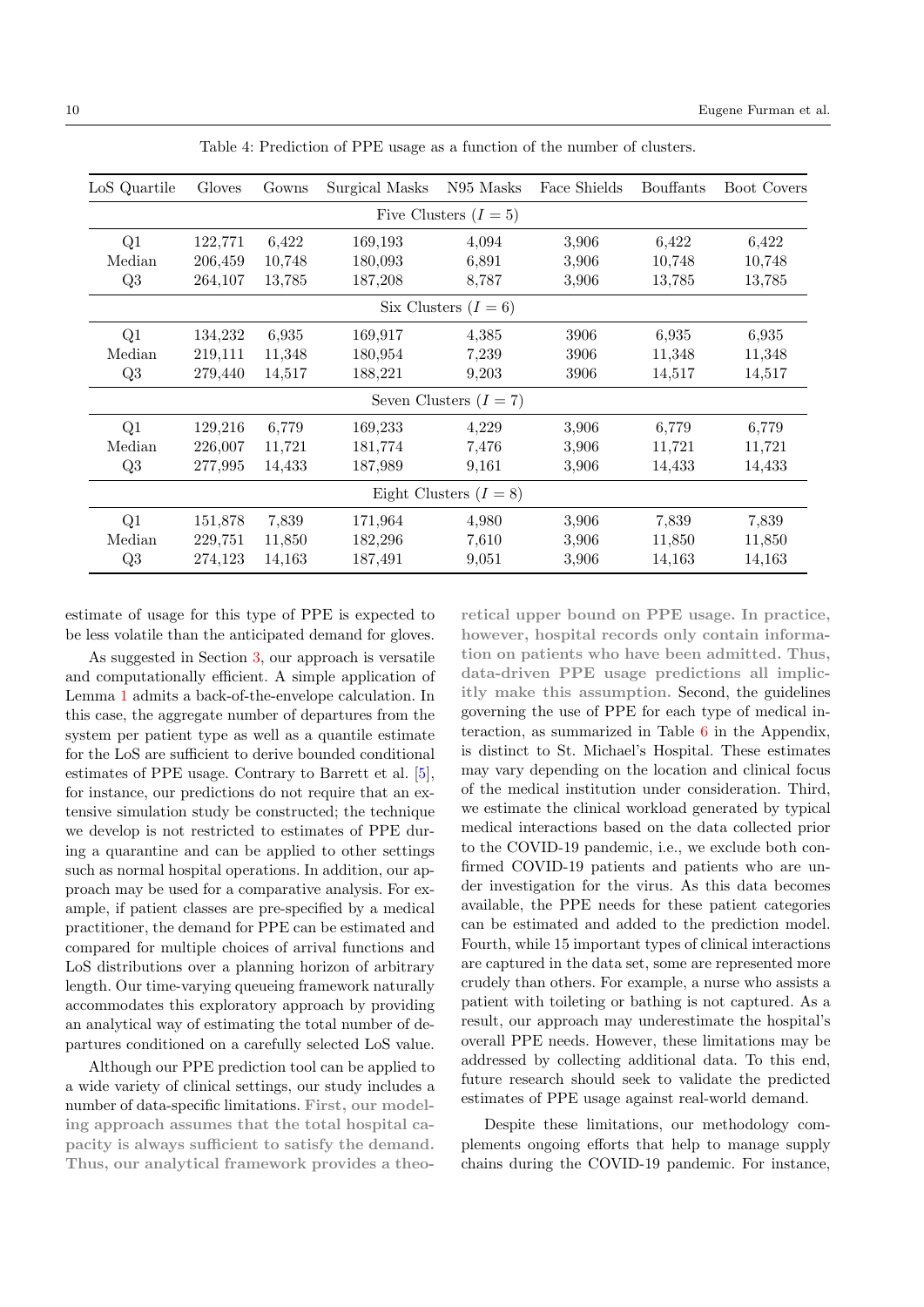Table 4: Prediction of PPE usage as a function of the number of clusters.

| LoS Quartile | Gloves | Gowns | Surgical Masks | N95 Masks | Face Shields | Bouffants | Boot Covers |
|---|---|---|---|---|---|---|---|
| Five Clusters ($I = 5$) | | | | | | | |
| Q1 | 122,771 | 6,422 | 169,193 | 4,094 | 3,906 | 6,422 | 6,422 |
| Median | 206,459 | 10,748 | 180,093 | 6,891 | 3,906 | 10,748 | 10,748 |
| Q3 | 264,107 | 13,785 | 187,208 | 8,787 | 3,906 | 13,785 | 13,785 |
| Six Clusters ($I = 6$) | | | | | | | |
| Q1 | 134,232 | 6,935 | 169,917 | 4,385 | 3906 | 6,935 | 6,935 |
| Median | 219,111 | 11,348 | 180,954 | 7,239 | 3906 | 11,348 | 11,348 |
| Q3 | 279,440 | 14,517 | 188,221 | 9,203 | 3906 | 14,517 | 14,517 |
| Seven Clusters ($I = 7$) | | | | | | | |
| Q1 | 129,216 | 6,779 | 169,233 | 4,229 | 3,906 | 6,779 | 6,779 |
| Median | 226,007 | 11,721 | 181,774 | 7,476 | 3,906 | 11,721 | 11,721 |
| Q3 | 277,995 | 14,433 | 187,989 | 9,161 | 3,906 | 14,433 | 14,433 |
| Eight Clusters ($I = 8$) | | | | | | | |
| Q1 | 151,878 | 7,839 | 171,964 | 4,980 | 3,906 | 7,839 | 7,839 |
| Median | 229,751 | 11,850 | 182,296 | 7,610 | 3,906 | 11,850 | 11,850 |
| Q3 | 274,123 | 14,163 | 187,491 | 9,051 | 3,906 | 14,163 | 14,163 |

estimate of usage for this type of PPE is expected to be less volatile than the anticipated demand for gloves.

As suggested in Section 3, our approach is versatile and computationally efficient. A simple application of Lemma 1 admits a back-of-the-envelope calculation. In this case, the aggregate number of departures from the system per patient type as well as a quantile estimate for the LoS are sufficient to derive bounded conditional estimates of PPE usage. Contrary to Barrett et al. [5], for instance, our predictions do not require that an extensive simulation study be constructed; the technique we develop is not restricted to estimates of PPE during a quarantine and can be applied to other settings such as normal hospital operations. In addition, our approach may be used for a comparative analysis. For example, if patient classes are pre-specified by a medical practitioner, the demand for PPE can be estimated and compared for multiple choices of arrival functions and LoS distributions over a planning horizon of arbitrary length. Our time-varying queueing framework naturally accommodates this exploratory approach by providing an analytical way of estimating the total number of departures conditioned on a carefully selected LoS value.

Although our PPE prediction tool can be applied to a wide variety of clinical settings, our study includes a number of data-specific limitations. **First, our modeling approach assumes that the total hospital capacity is always sufficient to satisfy the demand. Thus, our analytical framework provides a theoretical upper bound on PPE usage. In practice, however, hospital records only contain information on patients who have been admitted. Thus, data-driven PPE usage predictions all implicitly make this assumption.** Second, the guidelines governing the use of PPE for each type of medical interaction, as summarized in Table 6 in the Appendix, is distinct to St. Michael's Hospital. These estimates may vary depending on the location and clinical focus of the medical institution under consideration. Third, we estimate the clinical workload generated by typical medical interactions based on the data collected prior to the COVID-19 pandemic, i.e., we exclude both confirmed COVID-19 patients and patients who are under investigation for the virus. As this data becomes available, the PPE needs for these patient categories can be estimated and added to the prediction model. Fourth, while 15 important types of clinical interactions are captured in the data set, some are represented more crudely than others. For example, a nurse who assists a patient with toileting or bathing is not captured. As a result, our approach may underestimate the hospital's overall PPE needs. However, these limitations may be addressed by collecting additional data. To this end, future research should seek to validate the predicted estimates of PPE usage against real-world demand.

Despite these limitations, our methodology complements ongoing efforts that help to manage supply chains during the COVID-19 pandemic. For instance,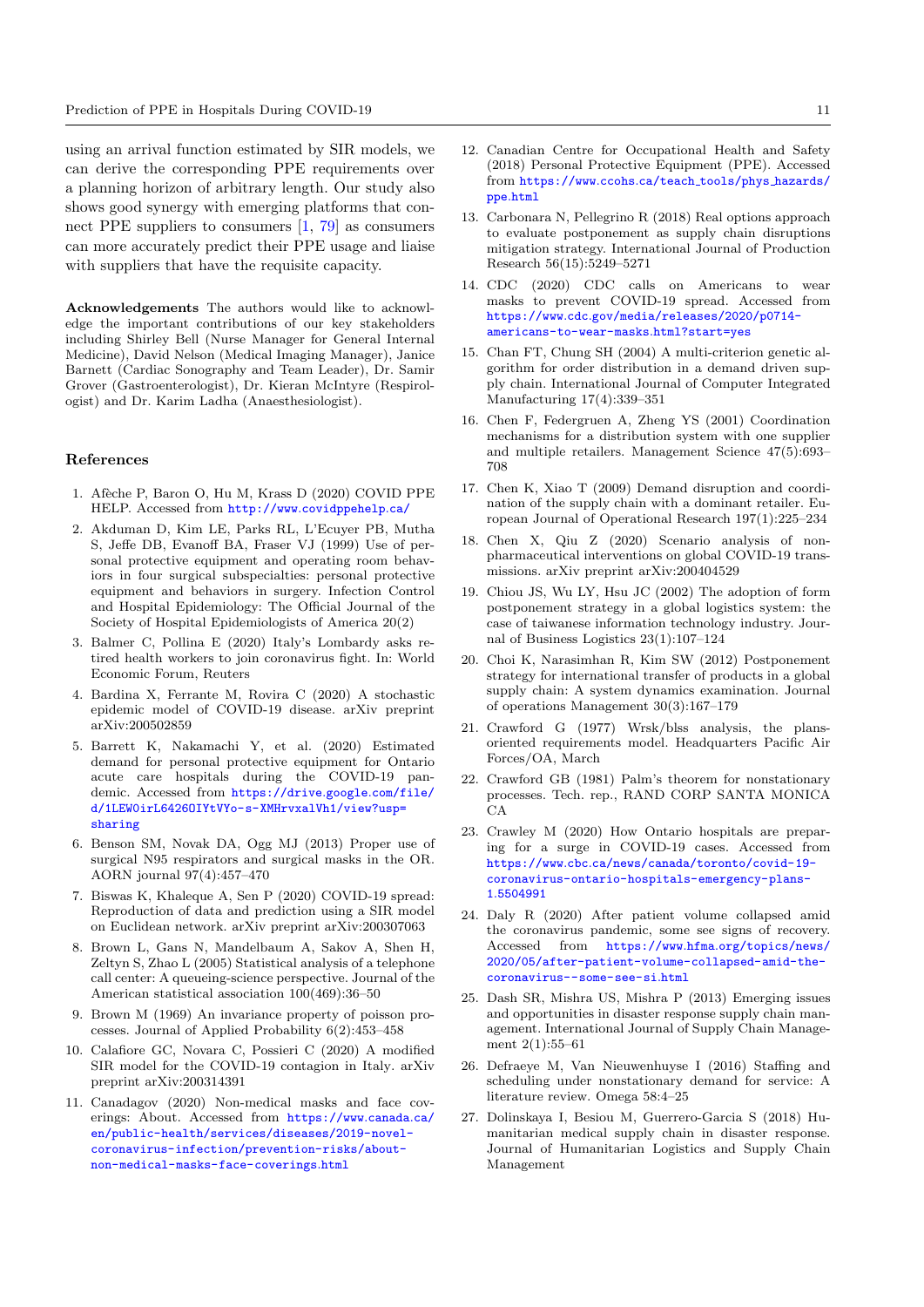using an arrival function estimated by SIR models, we can derive the corresponding PPE requirements over a planning horizon of arbitrary length. Our study also shows good synergy with emerging platforms that connect PPE suppliers to consumers [1, 79] as consumers can more accurately predict their PPE usage and liaise with suppliers that have the requisite capacity.

**Acknowledgements** The authors would like to acknowledge the important contributions of our key stakeholders including Shirley Bell (Nurse Manager for General Internal Medicine), David Nelson (Medical Imaging Manager), Janice Barnett (Cardiac Sonography and Team Leader), Dr. Samir Grover (Gastroenterologist), Dr. Kieran McIntyre (Respirologist) and Dr. Karim Ladha (Anaesthesiologist).

## References

1. Afèche P, Baron O, Hu M, Krass D (2020) COVID PPE HELP. Accessed from http://www.covidppehelp.ca/
2. Akduman D, Kim LE, Parks RL, L'Ecuyer PB, Mutha S, Jeffe DB, Evanoff BA, Fraser VJ (1999) Use of personal protective equipment and operating room behaviors in four surgical subspecialties: personal protective equipment and behaviors in surgery. Infection Control and Hospital Epidemiology: The Official Journal of the Society of Hospital Epidemiologists of America 20(2)
3. Balmer C, Pollina E (2020) Italy's Lombardy asks retired health workers to join coronavirus fight. In: World Economic Forum, Reuters
4. Bardina X, Ferrante M, Rovira C (2020) A stochastic epidemic model of COVID-19 disease. arXiv preprint arXiv:200502859
5. Barrett K, Nakamachi Y, et al. (2020) Estimated demand for personal protective equipment for Ontario acute care hospitals during the COVID-19 pandemic. Accessed from https://drive.google.com/file/d/1LEW0irL6426OIYtVYo-s-XMHrvxalVh1/view?usp=sharing
6. Benson SM, Novak DA, Ogg MJ (2013) Proper use of surgical N95 respirators and surgical masks in the OR. AORN journal 97(4):457–470
7. Biswas K, Khaleque A, Sen P (2020) COVID-19 spread: Reproduction of data and prediction using a SIR model on Euclidean network. arXiv preprint arXiv:200307063
8. Brown L, Gans N, Mandelbaum A, Sakov A, Shen H, Zeltyn S, Zhao L (2005) Statistical analysis of a telephone call center: A queueing-science perspective. Journal of the American statistical association 100(469):36–50
9. Brown M (1969) An invariance property of poisson processes. Journal of Applied Probability 6(2):453–458
10. Calafiore GC, Novara C, Possieri C (2020) A modified SIR model for the COVID-19 contagion in Italy. arXiv preprint arXiv:200314391
11. Canadagov (2020) Non-medical masks and face coverings: About. Accessed from https://www.canada.ca/en/public-health/services/diseases/2019-novel-coronavirus-infection/prevention-risks/about-non-medical-masks-face-coverings.html
12. Canadian Centre for Occupational Health and Safety (2018) Personal Protective Equipment (PPE). Accessed from https://www.ccohs.ca/teach_tools/phys_hazards/ppe.html
13. Carbonara N, Pellegrino R (2018) Real options approach to evaluate postponement as supply chain disruptions mitigation strategy. International Journal of Production Research 56(15):5249–5271
14. CDC (2020) CDC calls on Americans to wear masks to prevent COVID-19 spread. Accessed from https://www.cdc.gov/media/releases/2020/p0714-americans-to-wear-masks.html?start=yes
15. Chan FT, Chung SH (2004) A multi-criterion genetic algorithm for order distribution in a demand driven supply chain. International Journal of Computer Integrated Manufacturing 17(4):339–351
16. Chen F, Federgruen A, Zheng YS (2001) Coordination mechanisms for a distribution system with one supplier and multiple retailers. Management Science 47(5):693–708
17. Chen K, Xiao T (2009) Demand disruption and coordination of the supply chain with a dominant retailer. European Journal of Operational Research 197(1):225–234
18. Chen X, Qiu Z (2020) Scenario analysis of non-pharmaceutical interventions on global COVID-19 transmissions. arXiv preprint arXiv:200404529
19. Chiou JS, Wu LY, Hsu JC (2002) The adoption of form postponement strategy in a global logistics system: the case of taiwanese information technology industry. Journal of Business Logistics 23(1):107–124
20. Choi K, Narasimhan R, Kim SW (2012) Postponement strategy for international transfer of products in a global supply chain: A system dynamics examination. Journal of operations Management 30(3):167–179
21. Crawford G (1977) Wrsk/blss analysis, the plans-oriented requirements model. Headquarters Pacific Air Forces/OA, March
22. Crawford GB (1981) Palm's theorem for nonstationary processes. Tech. rep., RAND CORP SANTA MONICA CA
23. Crawley M (2020) How Ontario hospitals are preparing for a surge in COVID-19 cases. Accessed from https://www.cbc.ca/news/canada/toronto/covid-19-coronavirus-ontario-hospitals-emergency-plans-1.5504991
24. Daly R (2020) After patient volume collapsed amid the coronavirus pandemic, some see signs of recovery. Accessed from https://www.hfma.org/topics/news/2020/05/after-patient-volume-collapsed-amid-the-coronavirus--some-see-si.html
25. Dash SR, Mishra US, Mishra P (2013) Emerging issues and opportunities in disaster response supply chain management. International Journal of Supply Chain Management 2(1):55–61
26. Defraeye M, Van Nieuwenhuyse I (2016) Staffing and scheduling under nonstationary demand for service: A literature review. Omega 58:4–25
27. Dolinskaya I, Besiou M, Guerrero-Garcia S (2018) Humanitarian medical supply chain in disaster response. Journal of Humanitarian Logistics and Supply Chain Management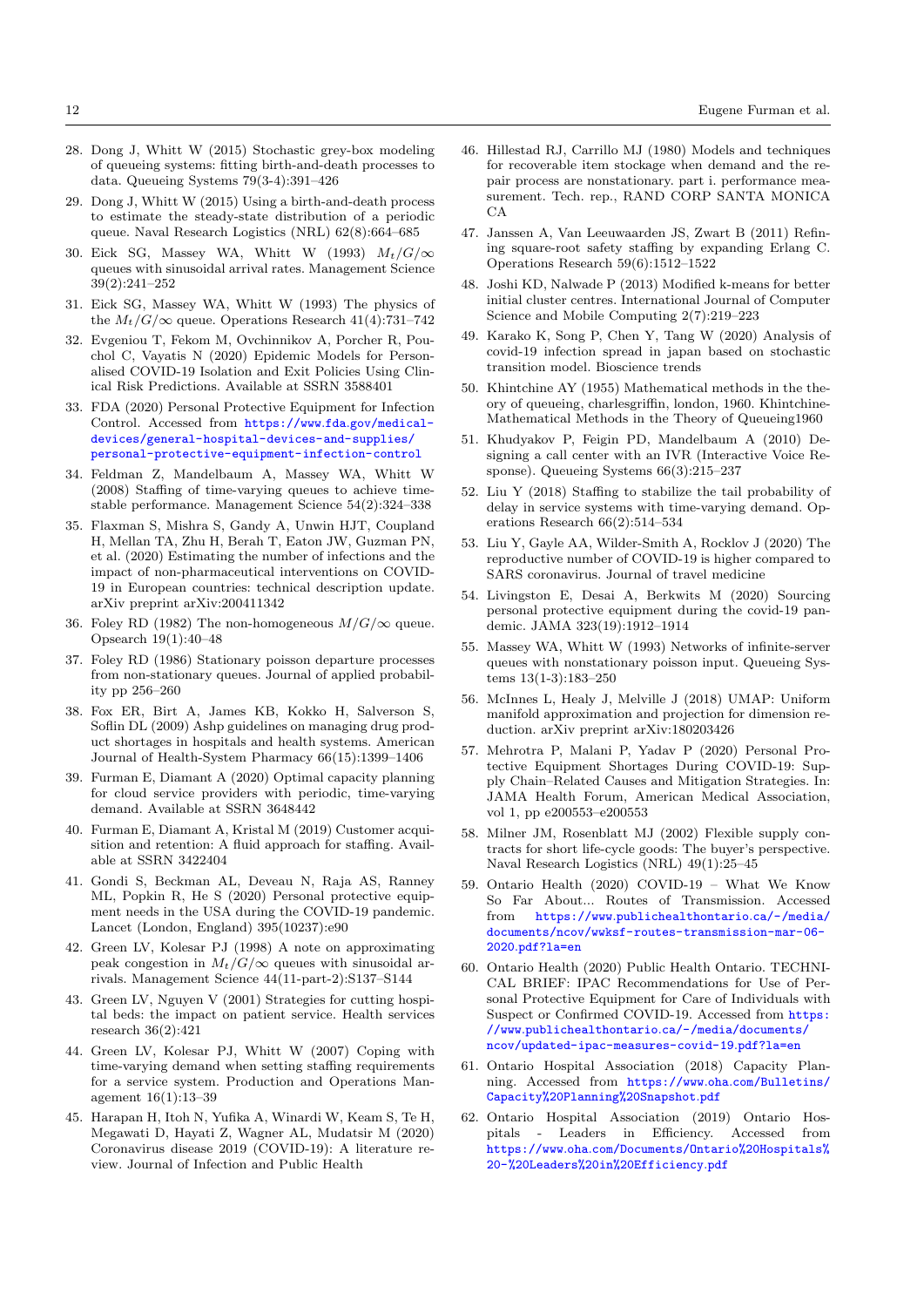28. Dong J, Whitt W (2015) Stochastic grey-box modeling of queueing systems: fitting birth-and-death processes to data. Queueing Systems 79(3-4):391–426
29. Dong J, Whitt W (2015) Using a birth-and-death process to estimate the steady-state distribution of a periodic queue. Naval Research Logistics (NRL) 62(8):664–685
30. Eick SG, Massey WA, Whitt W (1993) $M_t/G/\infty$ queues with sinusoidal arrival rates. Management Science 39(2):241–252
31. Eick SG, Massey WA, Whitt W (1993) The physics of the $M_t/G/\infty$ queue. Operations Research 41(4):731–742
32. Evgeniou T, Fekom M, Ovchinnikov A, Porcher R, Pouchol C, Vayatis N (2020) Epidemic Models for Personalised COVID-19 Isolation and Exit Policies Using Clinical Risk Predictions. Available at SSRN 3588401
33. FDA (2020) Personal Protective Equipment for Infection Control. Accessed from https://www.fda.gov/medical-devices/general-hospital-devices-and-supplies/personal-protective-equipment-infection-control
34. Feldman Z, Mandelbaum A, Massey WA, Whitt W (2008) Staffing of time-varying queues to achieve time-stable performance. Management Science 54(2):324–338
35. Flaxman S, Mishra S, Gandy A, Unwin HJT, Coupland H, Mellan TA, Zhu H, Berah T, Eaton JW, Guzman PN, et al. (2020) Estimating the number of infections and the impact of non-pharmaceutical interventions on COVID-19 in European countries: technical description update. arXiv preprint arXiv:200411342
36. Foley RD (1982) The non-homogeneous $M/G/\infty$ queue. Opsearch 19(1):40–48
37. Foley RD (1986) Stationary poisson departure processes from non-stationary queues. Journal of applied probability pp 256–260
38. Fox ER, Birt A, James KB, Kokko H, Salverson S, Soflin DL (2009) Ashp guidelines on managing drug product shortages in hospitals and health systems. American Journal of Health-System Pharmacy 66(15):1399–1406
39. Furman E, Diamant A (2020) Optimal capacity planning for cloud service providers with periodic, time-varying demand. Available at SSRN 3648442
40. Furman E, Diamant A, Kristal M (2019) Customer acquisition and retention: A fluid approach for staffing. Available at SSRN 3422404
41. Gondi S, Beckman AL, Deveau N, Raja AS, Ranney ML, Popkin R, He S (2020) Personal protective equipment needs in the USA during the COVID-19 pandemic. Lancet (London, England) 395(10237):e90
42. Green LV, Kolesar PJ (1998) A note on approximating peak congestion in $M_t/G/\infty$ queues with sinusoidal arrivals. Management Science 44(11-part-2):S137–S144
43. Green LV, Nguyen V (2001) Strategies for cutting hospital beds: the impact on patient service. Health services research 36(2):421
44. Green LV, Kolesar PJ, Whitt W (2007) Coping with time-varying demand when setting staffing requirements for a service system. Production and Operations Management 16(1):13–39
45. Harapan H, Itoh N, Yufika A, Winardi W, Keam S, Te H, Megawati D, Hayati Z, Wagner AL, Mudatsir M (2020) Coronavirus disease 2019 (COVID-19): A literature review. Journal of Infection and Public Health
46. Hillestad RJ, Carrillo MJ (1980) Models and techniques for recoverable item stockage when demand and the repair process are nonstationary. part i. performance measurement. Tech. rep., RAND CORP SANTA MONICA CA
47. Janssen A, Van Leeuwaarden JS, Zwart B (2011) Refining square-root safety staffing by expanding Erlang C. Operations Research 59(6):1512–1522
48. Joshi KD, Nalwade P (2013) Modified k-means for better initial cluster centres. International Journal of Computer Science and Mobile Computing 2(7):219–223
49. Karako K, Song P, Chen Y, Tang W (2020) Analysis of covid-19 infection spread in japan based on stochastic transition model. Bioscience trends
50. Khintchine AY (1955) Mathematical methods in the theory of queueing, charlesgriffin, london, 1960. Khintchine-Mathematical Methods in the Theory of Queueing1960
51. Khudyakov P, Feigin PD, Mandelbaum A (2010) Designing a call center with an IVR (Interactive Voice Response). Queueing Systems 66(3):215–237
52. Liu Y (2018) Staffing to stabilize the tail probability of delay in service systems with time-varying demand. Operations Research 66(2):514–534
53. Liu Y, Gayle AA, Wilder-Smith A, Rocklov J (2020) The reproductive number of COVID-19 is higher compared to SARS coronavirus. Journal of travel medicine
54. Livingston E, Desai A, Berkwits M (2020) Sourcing personal protective equipment during the covid-19 pandemic. JAMA 323(19):1912–1914
55. Massey WA, Whitt W (1993) Networks of infinite-server queues with nonstationary poisson input. Queueing Systems 13(1-3):183–250
56. McInnes L, Healy J, Melville J (2018) UMAP: Uniform manifold approximation and projection for dimension reduction. arXiv preprint arXiv:180203426
57. Mehrotra P, Malani P, Yadav P (2020) Personal Protective Equipment Shortages During COVID-19: Supply Chain–Related Causes and Mitigation Strategies. In: JAMA Health Forum, American Medical Association, vol 1, pp e200553–e200553
58. Milner JM, Rosenblatt MJ (2002) Flexible supply contracts for short life-cycle goods: The buyer's perspective. Naval Research Logistics (NRL) 49(1):25–45
59. Ontario Health (2020) COVID-19 – What We Know So Far About... Routes of Transmission. Accessed from https://www.publichealthontario.ca/-/media/documents/ncov/wwksf-routes-transmission-mar-06-2020.pdf?la=en
60. Ontario Health (2020) Public Health Ontario. TECHNICAL BRIEF: IPAC Recommendations for Use of Personal Protective Equipment for Care of Individuals with Suspect or Confirmed COVID-19. Accessed from https://www.publichealthontario.ca/-/media/documents/ncov/updated-ipac-measures-covid-19.pdf?la=en
61. Ontario Hospital Association (2018) Capacity Planning. Accessed from https://www.oha.com/Bulletins/Capacity%20Planning%20Snapshot.pdf
62. Ontario Hospital Association (2019) Ontario Hospitals - Leaders in Efficiency. Accessed from https://www.oha.com/Documents/Ontario%20Hospitals%20-%20Leaders%20in%20Efficiency.pdf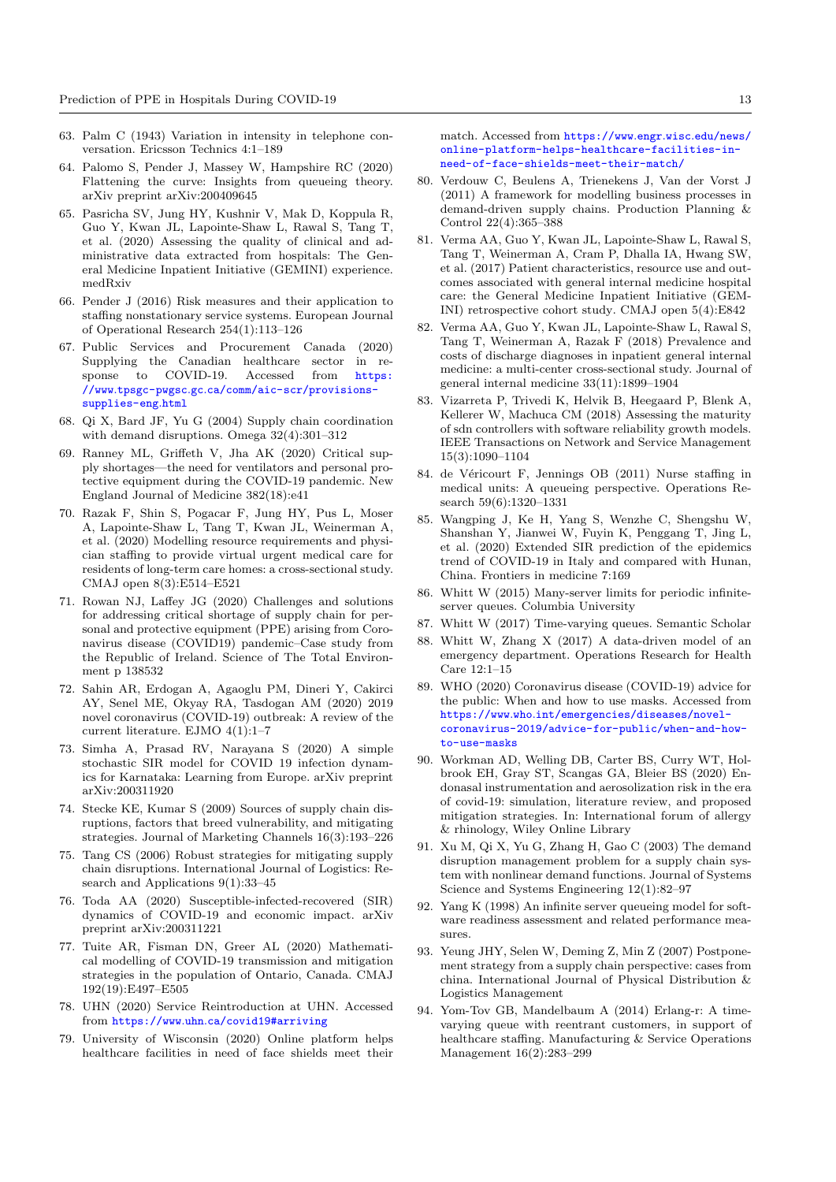63. Palm C (1943) Variation in intensity in telephone conversation. Ericsson Technics 4:1–189
64. Palomo S, Pender J, Massey W, Hampshire RC (2020) Flattening the curve: Insights from queueing theory. arXiv preprint arXiv:200409645
65. Pasricha SV, Jung HY, Kushnir V, Mak D, Koppula R, Guo Y, Kwan JL, Lapointe-Shaw L, Rawal S, Tang T, et al. (2020) Assessing the quality of clinical and administrative data extracted from hospitals: The General Medicine Inpatient Initiative (GEMINI) experience. medRxiv
66. Pender J (2016) Risk measures and their application to staffing nonstationary service systems. European Journal of Operational Research 254(1):113–126
67. Public Services and Procurement Canada (2020) Supplying the Canadian healthcare sector in response to COVID-19. Accessed from https://www.tpsgc-pwgsc.gc.ca/comm/aic-scr/provisions-supplies-eng.html
68. Qi X, Bard JF, Yu G (2004) Supply chain coordination with demand disruptions. Omega 32(4):301–312
69. Ranney ML, Griffeth V, Jha AK (2020) Critical supply shortages—the need for ventilators and personal protective equipment during the COVID-19 pandemic. New England Journal of Medicine 382(18):e41
70. Razak F, Shin S, Pogacar F, Jung HY, Pus L, Moser A, Lapointe-Shaw L, Tang T, Kwan JL, Weinerman A, et al. (2020) Modelling resource requirements and physician staffing to provide virtual urgent medical care for residents of long-term care homes: a cross-sectional study. CMAJ open 8(3):E514–E521
71. Rowan NJ, Laffey JG (2020) Challenges and solutions for addressing critical shortage of supply chain for personal and protective equipment (PPE) arising from Coronavirus disease (COVID19) pandemic–Case study from the Republic of Ireland. Science of The Total Environment p 138532
72. Sahin AR, Erdogan A, Agaoglu PM, Dineri Y, Cakirci AY, Senel ME, Okyay RA, Tasdogan AM (2020) 2019 novel coronavirus (COVID-19) outbreak: A review of the current literature. EJMO 4(1):1–7
73. Simha A, Prasad RV, Narayana S (2020) A simple stochastic SIR model for COVID 19 infection dynamics for Karnataka: Learning from Europe. arXiv preprint arXiv:200311920
74. Stecke KE, Kumar S (2009) Sources of supply chain disruptions, factors that breed vulnerability, and mitigating strategies. Journal of Marketing Channels 16(3):193–226
75. Tang CS (2006) Robust strategies for mitigating supply chain disruptions. International Journal of Logistics: Research and Applications 9(1):33–45
76. Toda AA (2020) Susceptible-infected-recovered (SIR) dynamics of COVID-19 and economic impact. arXiv preprint arXiv:200311221
77. Tuite AR, Fisman DN, Greer AL (2020) Mathematical modelling of COVID-19 transmission and mitigation strategies in the population of Ontario, Canada. CMAJ 192(19):E497–E505
78. UHN (2020) Service Reintroduction at UHN. Accessed from https://www.uhn.ca/covid19#arriving
79. University of Wisconsin (2020) Online platform helps healthcare facilities in need of face shields meet their match. Accessed from https://www.engr.wisc.edu/news/online-platform-helps-healthcare-facilities-in-need-of-face-shields-meet-their-match/
80. Verdouw C, Beulens A, Trienekens J, Van der Vorst J (2011) A framework for modelling business processes in demand-driven supply chains. Production Planning & Control 22(4):365–388
81. Verma AA, Guo Y, Kwan JL, Lapointe-Shaw L, Rawal S, Tang T, Weinerman A, Cram P, Dhalla IA, Hwang SW, et al. (2017) Patient characteristics, resource use and outcomes associated with general internal medicine hospital care: the General Medicine Inpatient Initiative (GEMINI) retrospective cohort study. CMAJ open 5(4):E842
82. Verma AA, Guo Y, Kwan JL, Lapointe-Shaw L, Rawal S, Tang T, Weinerman A, Razak F (2018) Prevalence and costs of discharge diagnoses in inpatient general internal medicine: a multi-center cross-sectional study. Journal of general internal medicine 33(11):1899–1904
83. Vizarreta P, Trivedi K, Helvik B, Heegaard P, Blenk A, Kellerer W, Machuca CM (2018) Assessing the maturity of sdn controllers with software reliability growth models. IEEE Transactions on Network and Service Management 15(3):1090–1104
84. de Véricourt F, Jennings OB (2011) Nurse staffing in medical units: A queueing perspective. Operations Research 59(6):1320–1331
85. Wangping J, Ke H, Yang S, Wenzhe C, Shengshu W, Shanshan Y, Jianwei W, Fuyin K, Penggang T, Jing L, et al. (2020) Extended SIR prediction of the epidemics trend of COVID-19 in Italy and compared with Hunan, China. Frontiers in medicine 7:169
86. Whitt W (2015) Many-server limits for periodic infinite-server queues. Columbia University
87. Whitt W (2017) Time-varying queues. Semantic Scholar
88. Whitt W, Zhang X (2017) A data-driven model of an emergency department. Operations Research for Health Care 12:1–15
89. WHO (2020) Coronavirus disease (COVID-19) advice for the public: When and how to use masks. Accessed from https://www.who.int/emergencies/diseases/novel-coronavirus-2019/advice-for-public/when-and-how-to-use-masks
90. Workman AD, Welling DB, Carter BS, Curry WT, Holbrook EH, Gray ST, Scangas GA, Bleier BS (2020) Endonasal instrumentation and aerosolization risk in the era of covid-19: simulation, literature review, and proposed mitigation strategies. In: International forum of allergy & rhinology, Wiley Online Library
91. Xu M, Qi X, Yu G, Zhang H, Gao C (2003) The demand disruption management problem for a supply chain system with nonlinear demand functions. Journal of Systems Science and Systems Engineering 12(1):82–97
92. Yang K (1998) An infinite server queueing model for software readiness assessment and related performance measures.
93. Yeung JHY, Selen W, Deming Z, Min Z (2007) Postponement strategy from a supply chain perspective: cases from china. International Journal of Physical Distribution & Logistics Management
94. Yom-Tov GB, Mandelbaum A (2014) Erlang-r: A time-varying queue with reentrant customers, in support of healthcare staffing. Manufacturing & Service Operations Management 16(2):283–299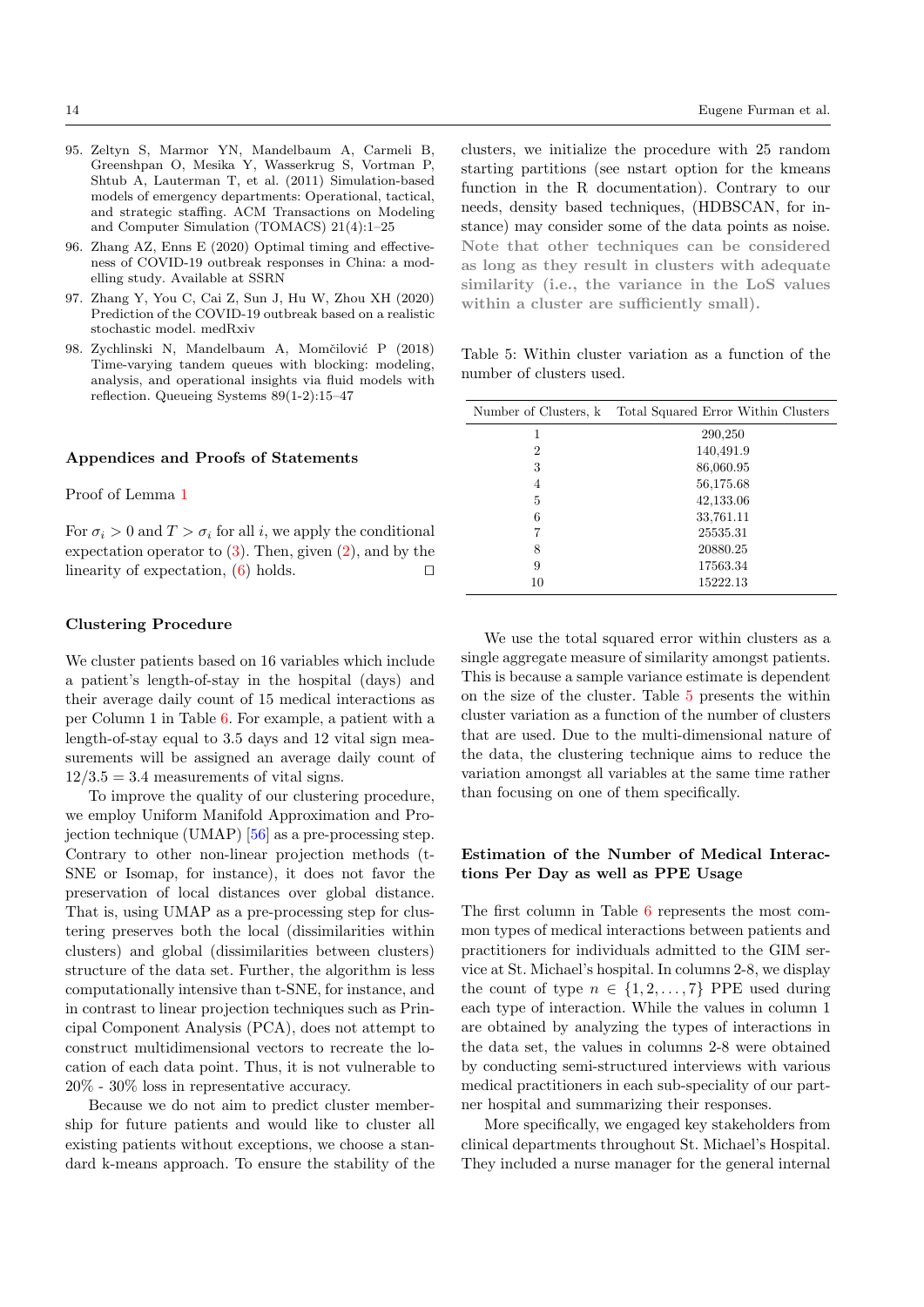95. Zeltyn S, Marmor YN, Mandelbaum A, Carmeli B, Greenshpan O, Mesika Y, Wasserkrug S, Vortman P, Shtub A, Lauterman T, et al. (2011) Simulation-based models of emergency departments: Operational, tactical, and strategic staffing. ACM Transactions on Modeling and Computer Simulation (TOMACS) 21(4):1–25
96. Zhang AZ, Enns E (2020) Optimal timing and effectiveness of COVID-19 outbreak responses in China: a modelling study. Available at SSRN
97. Zhang Y, You C, Cai Z, Sun J, Hu W, Zhou XH (2020) Prediction of the COVID-19 outbreak based on a realistic stochastic model. medRxiv
98. Zychlinski N, Mandelbaum A, Momčilović P (2018) Time-varying tandem queues with blocking: modeling, analysis, and operational insights via fluid models with reflection. Queueing Systems 89(1-2):15–47

### Appendices and Proofs of Statements

Proof of Lemma 1

For $\sigma_i > 0$ and $T > \sigma_i$ for all $i$, we apply the conditional expectation operator to (3). Then, given (2), and by the linearity of expectation, (6) holds. □

### Clustering Procedure

We cluster patients based on 16 variables which include a patient's length-of-stay in the hospital (days) and their average daily count of 15 medical interactions as per Column 1 in Table 6. For example, a patient with a length-of-stay equal to 3.5 days and 12 vital sign measurements will be assigned an average daily count of $12/3.5 = 3.4$ measurements of vital signs.

To improve the quality of our clustering procedure, we employ Uniform Manifold Approximation and Projection technique (UMAP) [56] as a pre-processing step. Contrary to other non-linear projection methods (t-SNE or Isomap, for instance), it does not favor the preservation of local distances over global distance. That is, using UMAP as a pre-processing step for clustering preserves both the local (dissimilarities within clusters) and global (dissimilarities between clusters) structure of the data set. Further, the algorithm is less computationally intensive than t-SNE, for instance, and in contrast to linear projection techniques such as Principal Component Analysis (PCA), does not attempt to construct multidimensional vectors to recreate the location of each data point. Thus, it is not vulnerable to 20% - 30% loss in representative accuracy.

Because we do not aim to predict cluster membership for future patients and would like to cluster all existing patients without exceptions, we choose a standard k-means approach. To ensure the stability of the clusters, we initialize the procedure with 25 random starting partitions (see nstart option for the kmeans function in the R documentation). Contrary to our needs, density based techniques, (HDBSCAN, for instance) may consider some of the data points as noise. **Note that other techniques can be considered as long as they result in clusters with adequate similarity (i.e., the variance in the LoS values within a cluster are sufficiently small).**

Table 5: Within cluster variation as a function of the number of clusters used.

| Number of Clusters, k | Total Squared Error Within Clusters |
|---|---|
| 1 | 290,250 |
| 2 | 140,491.9 |
| 3 | 86,060.95 |
| 4 | 56,175.68 |
| 5 | 42,133.06 |
| 6 | 33,761.11 |
| 7 | 25535.31 |
| 8 | 20880.25 |
| 9 | 17563.34 |
| 10 | 15222.13 |

We use the total squared error within clusters as a single aggregate measure of similarity amongst patients. This is because a sample variance estimate is dependent on the size of the cluster. Table 5 presents the within cluster variation as a function of the number of clusters that are used. Due to the multi-dimensional nature of the data, the clustering technique aims to reduce the variation amongst all variables at the same time rather than focusing on one of them specifically.

### Estimation of the Number of Medical Interactions Per Day as well as PPE Usage

The first column in Table 6 represents the most common types of medical interactions between patients and practitioners for individuals admitted to the GIM service at St. Michael's hospital. In columns 2-8, we display the count of type $n \in \{1, 2, \dots, 7\}$ PPE used during each type of interaction. While the values in column 1 are obtained by analyzing the types of interactions in the data set, the values in columns 2-8 were obtained by conducting semi-structured interviews with various medical practitioners in each sub-speciality of our partner hospital and summarizing their responses.

More specifically, we engaged key stakeholders from clinical departments throughout St. Michael's Hospital. They included a nurse manager for the general internal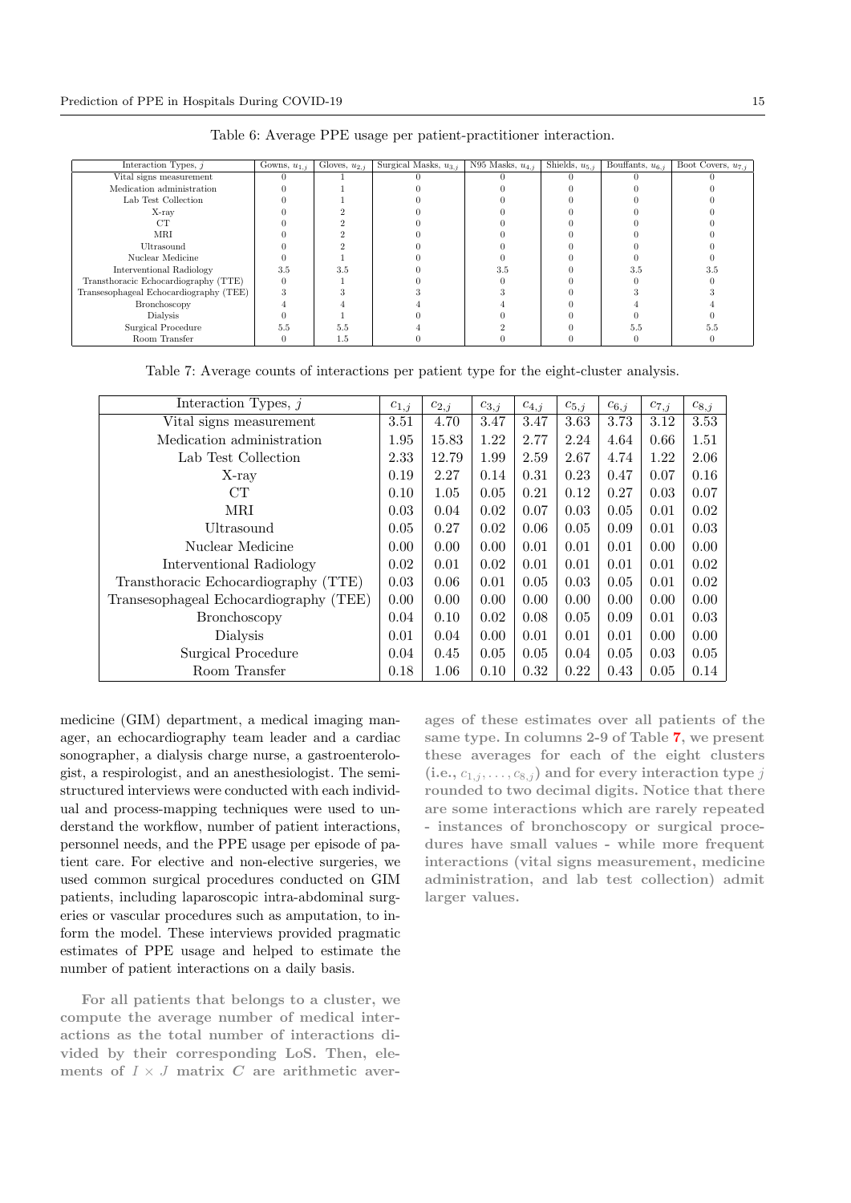Table 6: Average PPE usage per patient-practitioner interaction.

| Interaction Types, $j$ | Gowns, $u_{1,j}$ | Gloves, $u_{2,j}$ | Surgical Masks, $u_{3,j}$ | N95 Masks, $u_{4,j}$ | Shields, $u_{5,j}$ | Bouffants, $u_{6,j}$ | Boot Covers, $u_{7,j}$ |
|---|---|---|---|---|---|---|---|
| Vital signs measurement | 0 | 1 | 0 | 0 | 0 | 0 | 0 |
| Medication administration | 0 | 1 | 0 | 0 | 0 | 0 | 0 |
| Lab Test Collection | 0 | 1 | 0 | 0 | 0 | 0 | 0 |
| X-ray | 0 | 2 | 0 | 0 | 0 | 0 | 0 |
| CT | 0 | 2 | 0 | 0 | 0 | 0 | 0 |
| MRI | 0 | 2 | 0 | 0 | 0 | 0 | 0 |
| Ultrasound | 0 | 2 | 0 | 0 | 0 | 0 | 0 |
| Nuclear Medicine | 0 | 1 | 0 | 0 | 0 | 0 | 0 |
| Interventional Radiology | 3.5 | 3.5 | 0 | 3.5 | 0 | 3.5 | 3.5 |
| Transthoracic Echocardiography (TTE) | 0 | 1 | 0 | 0 | 0 | 0 | 0 |
| Transesophageal Echocardiography (TEE) | 3 | 3 | 3 | 3 | 0 | 3 | 3 |
| Bronchoscopy | 4 | 4 | 4 | 4 | 0 | 4 | 4 |
| Dialysis | 0 | 1 | 0 | 0 | 0 | 0 | 0 |
| Surgical Procedure | 5.5 | 5.5 | 4 | 2 | 0 | 5.5 | 5.5 |
| Room Transfer | 0 | 1.5 | 0 | 0 | 0 | 0 | 0 |

Table 7: Average counts of interactions per patient type for the eight-cluster analysis.

| Interaction Types, $j$ | $c_{1,j}$ | $c_{2,j}$ | $c_{3,j}$ | $c_{4,j}$ | $c_{5,j}$ | $c_{6,j}$ | $c_{7,j}$ | $c_{8,j}$ |
|---|---|---|---|---|---|---|---|---|
| Vital signs measurement | 3.51 | 4.70 | 3.47 | 3.47 | 3.63 | 3.73 | 3.12 | 3.53 |
| Medication administration | 1.95 | 15.83 | 1.22 | 2.77 | 2.24 | 4.64 | 0.66 | 1.51 |
| Lab Test Collection | 2.33 | 12.79 | 1.99 | 2.59 | 2.67 | 4.74 | 1.22 | 2.06 |
| X-ray | 0.19 | 2.27 | 0.14 | 0.31 | 0.23 | 0.47 | 0.07 | 0.16 |
| CT | 0.10 | 1.05 | 0.05 | 0.21 | 0.12 | 0.27 | 0.03 | 0.07 |
| MRI | 0.03 | 0.04 | 0.02 | 0.07 | 0.03 | 0.05 | 0.01 | 0.02 |
| Ultrasound | 0.05 | 0.27 | 0.02 | 0.06 | 0.05 | 0.09 | 0.01 | 0.03 |
| Nuclear Medicine | 0.00 | 0.00 | 0.00 | 0.01 | 0.01 | 0.01 | 0.00 | 0.00 |
| Interventional Radiology | 0.02 | 0.01 | 0.02 | 0.01 | 0.01 | 0.01 | 0.01 | 0.02 |
| Transthoracic Echocardiography (TTE) | 0.03 | 0.06 | 0.01 | 0.05 | 0.03 | 0.05 | 0.01 | 0.02 |
| Transesophageal Echocardiography (TEE) | 0.00 | 0.00 | 0.00 | 0.00 | 0.00 | 0.00 | 0.00 | 0.00 |
| Bronchoscopy | 0.04 | 0.10 | 0.02 | 0.08 | 0.05 | 0.09 | 0.01 | 0.03 |
| Dialysis | 0.01 | 0.04 | 0.00 | 0.01 | 0.01 | 0.01 | 0.00 | 0.00 |
| Surgical Procedure | 0.04 | 0.45 | 0.05 | 0.05 | 0.04 | 0.05 | 0.03 | 0.05 |
| Room Transfer | 0.18 | 1.06 | 0.10 | 0.32 | 0.22 | 0.43 | 0.05 | 0.14 |

medicine (GIM) department, a medical imaging manager, an echocardiography team leader and a cardiac sonographer, a dialysis charge nurse, a gastroenterologist, a respirologist, and an anesthesiologist. The semi-structured interviews were conducted with each individual and process-mapping techniques were used to understand the workflow, number of patient interactions, personnel needs, and the PPE usage per episode of patient care. For elective and non-elective surgeries, we used common surgical procedures conducted on GIM patients, including laparoscopic intra-abdominal surgeries or vascular procedures such as amputation, to inform the model. These interviews provided pragmatic estimates of PPE usage and helped to estimate the number of patient interactions on a daily basis.

**For all patients that belongs to a cluster, we compute the average number of medical interactions as the total number of interactions divided by their corresponding LoS. Then, elements of $I \times J$ matrix $C$ are arithmetic averages of these estimates over all patients of the same type. In columns 2-9 of Table 7, we present these averages for each of the eight clusters (i.e., $c_{1,j}, \ldots, c_{8,j}$) and for every interaction type $j$ rounded to two decimal digits. Notice that there are some interactions which are rarely repeated - instances of bronchoscopy or surgical procedures have small values - while more frequent interactions (vital signs measurement, medicine administration, and lab test collection) admit larger values.**